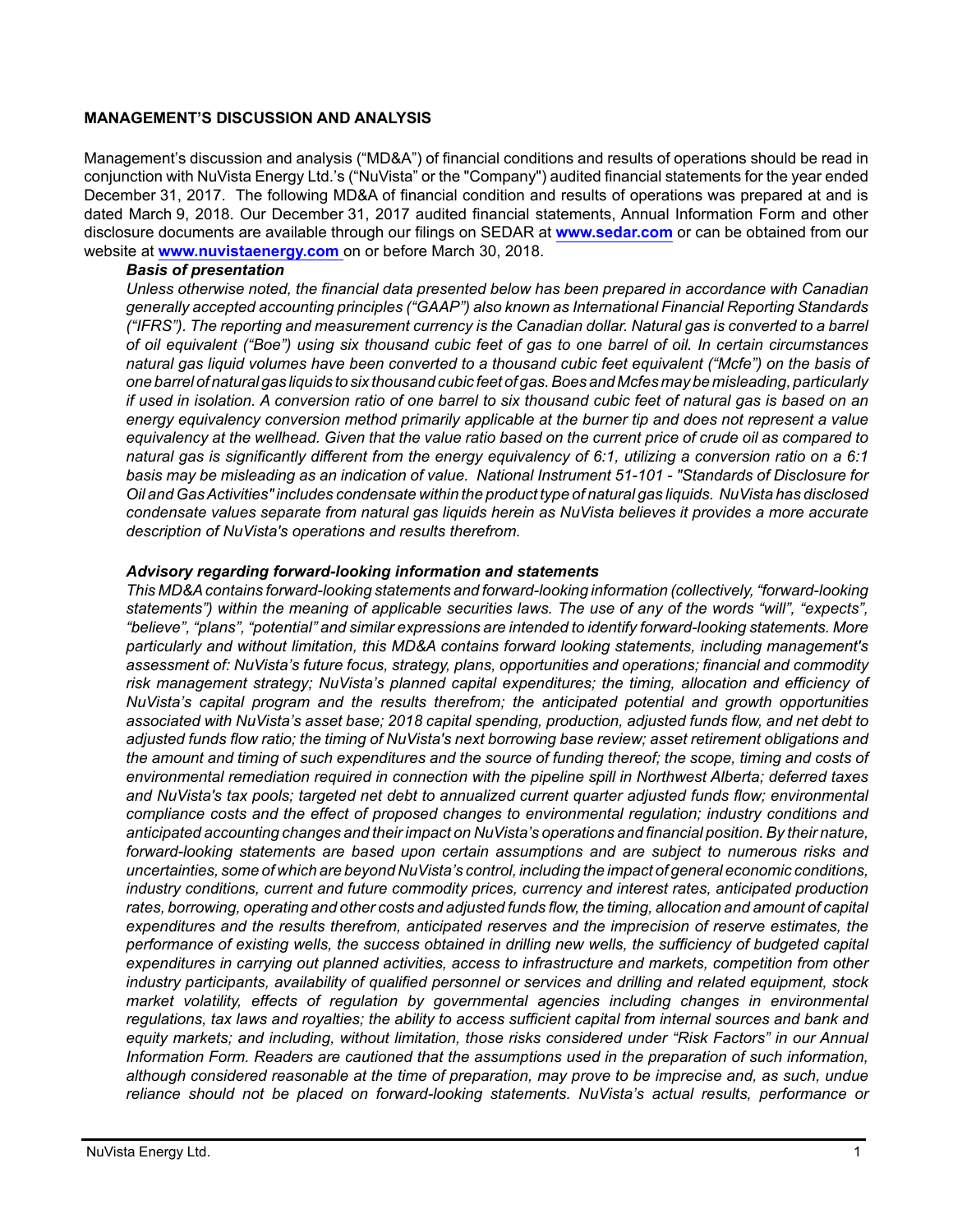## MANAGEMENT'S DISCUSSION AND ANALYSIS

Management's discussion and analysis ("MD&A") of financial conditions and results of operations should be read in conjunction with NuVista Energy Ltd.'s ("NuVista" or the "Company") audited financial statements for the year ended December 31, 2017. The following MD&A of financial condition and results of operations was prepared at and is dated March 9, 2018. Our December 31, 2017 audited financial statements, Annual Information Form and other disclosure documents are available through our filings on SEDAR at **www.sedar.com** or can be obtained from our website at **www.nuvistaenergy.com** on or before March 30, 2018.

***Basis of presentation***

*Unless otherwise noted, the financial data presented below has been prepared in accordance with Canadian generally accepted accounting principles ("GAAP") also known as International Financial Reporting Standards ("IFRS"). The reporting and measurement currency is the Canadian dollar. Natural gas is converted to a barrel of oil equivalent ("Boe") using six thousand cubic feet of gas to one barrel of oil. In certain circumstances natural gas liquid volumes have been converted to a thousand cubic feet equivalent ("Mcfe") on the basis of one barrel of natural gas liquids to six thousand cubic feet of gas. Boes and Mcfes may be misleading, particularly if used in isolation. A conversion ratio of one barrel to six thousand cubic feet of natural gas is based on an energy equivalency conversion method primarily applicable at the burner tip and does not represent a value equivalency at the wellhead. Given that the value ratio based on the current price of crude oil as compared to natural gas is significantly different from the energy equivalency of 6:1, utilizing a conversion ratio on a 6:1 basis may be misleading as an indication of value. National Instrument 51-101 - "Standards of Disclosure for Oil and Gas Activities" includes condensate within the product type of natural gas liquids. NuVista has disclosed condensate values separate from natural gas liquids herein as NuVista believes it provides a more accurate description of NuVista's operations and results therefrom.*

***Advisory regarding forward-looking information and statements***

*This MD&A contains forward-looking statements and forward-looking information (collectively, "forward-looking statements") within the meaning of applicable securities laws. The use of any of the words "will", "expects", "believe", "plans", "potential" and similar expressions are intended to identify forward-looking statements. More particularly and without limitation, this MD&A contains forward looking statements, including management's assessment of: NuVista's future focus, strategy, plans, opportunities and operations; financial and commodity risk management strategy; NuVista's planned capital expenditures; the timing, allocation and efficiency of NuVista's capital program and the results therefrom; the anticipated potential and growth opportunities associated with NuVista's asset base; 2018 capital spending, production, adjusted funds flow, and net debt to adjusted funds flow ratio; the timing of NuVista's next borrowing base review; asset retirement obligations and the amount and timing of such expenditures and the source of funding thereof; the scope, timing and costs of environmental remediation required in connection with the pipeline spill in Northwest Alberta; deferred taxes and NuVista's tax pools; targeted net debt to annualized current quarter adjusted funds flow; environmental compliance costs and the effect of proposed changes to environmental regulation; industry conditions and anticipated accounting changes and their impact on NuVista's operations and financial position. By their nature, forward-looking statements are based upon certain assumptions and are subject to numerous risks and uncertainties, some of which are beyond NuVista's control, including the impact of general economic conditions, industry conditions, current and future commodity prices, currency and interest rates, anticipated production rates, borrowing, operating and other costs and adjusted funds flow, the timing, allocation and amount of capital expenditures and the results therefrom, anticipated reserves and the imprecision of reserve estimates, the performance of existing wells, the success obtained in drilling new wells, the sufficiency of budgeted capital expenditures in carrying out planned activities, access to infrastructure and markets, competition from other industry participants, availability of qualified personnel or services and drilling and related equipment, stock market volatility, effects of regulation by governmental agencies including changes in environmental regulations, tax laws and royalties; the ability to access sufficient capital from internal sources and bank and equity markets; and including, without limitation, those risks considered under "Risk Factors" in our Annual Information Form. Readers are cautioned that the assumptions used in the preparation of such information, although considered reasonable at the time of preparation, may prove to be imprecise and, as such, undue reliance should not be placed on forward-looking statements. NuVista's actual results, performance or*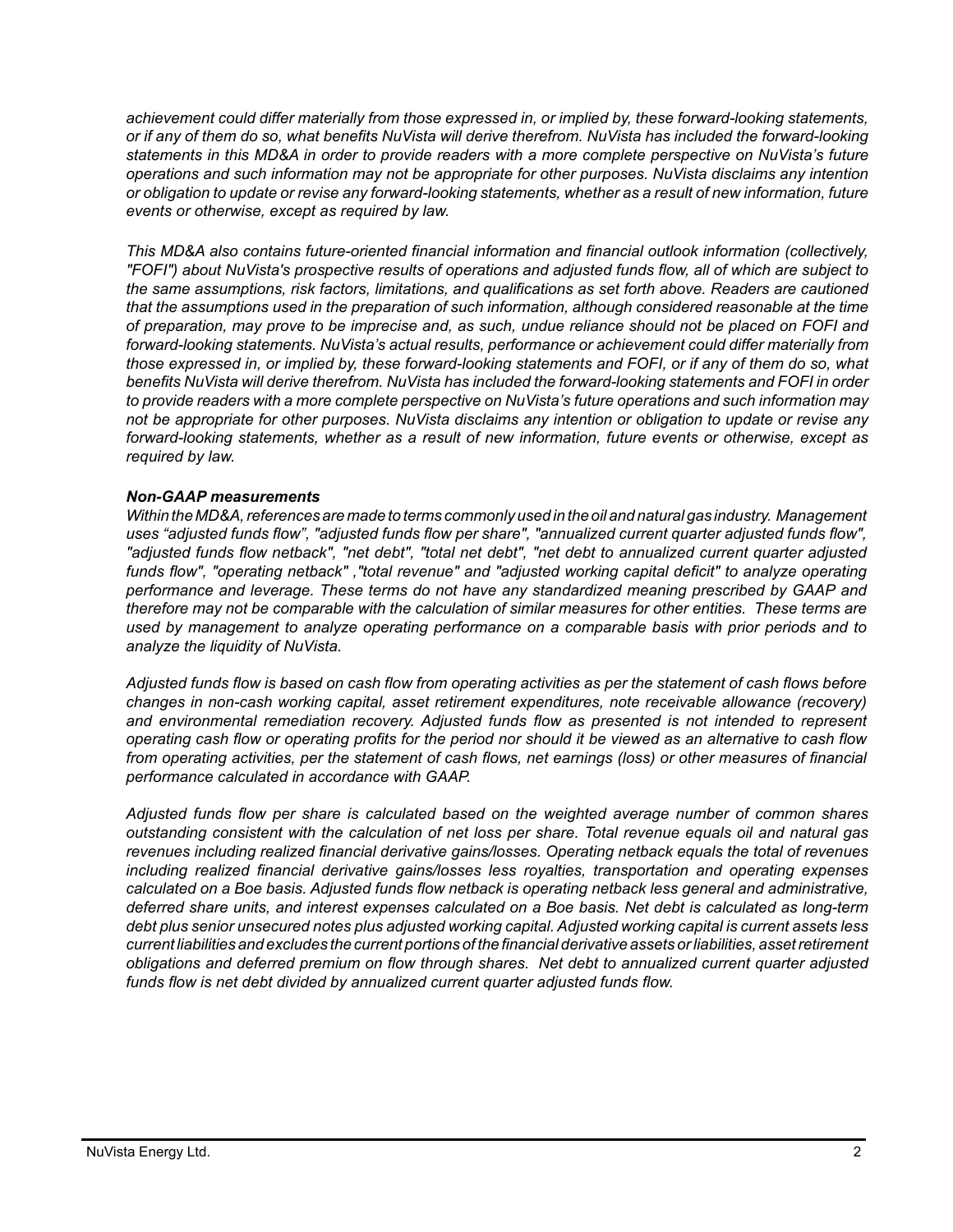*achievement could differ materially from those expressed in, or implied by, these forward-looking statements, or if any of them do so, what benefits NuVista will derive therefrom. NuVista has included the forward-looking statements in this MD&A in order to provide readers with a more complete perspective on NuVista's future operations and such information may not be appropriate for other purposes. NuVista disclaims any intention or obligation to update or revise any forward-looking statements, whether as a result of new information, future events or otherwise, except as required by law.*

*This MD&A also contains future-oriented financial information and financial outlook information (collectively, "FOFI") about NuVista's prospective results of operations and adjusted funds flow, all of which are subject to the same assumptions, risk factors, limitations, and qualifications as set forth above. Readers are cautioned that the assumptions used in the preparation of such information, although considered reasonable at the time of preparation, may prove to be imprecise and, as such, undue reliance should not be placed on FOFI and forward-looking statements. NuVista's actual results, performance or achievement could differ materially from those expressed in, or implied by, these forward-looking statements and FOFI, or if any of them do so, what benefits NuVista will derive therefrom. NuVista has included the forward-looking statements and FOFI in order to provide readers with a more complete perspective on NuVista's future operations and such information may not be appropriate for other purposes. NuVista disclaims any intention or obligation to update or revise any forward-looking statements, whether as a result of new information, future events or otherwise, except as required by law.*

***Non-GAAP measurements***

*Within the MD&A, references are made to terms commonly used in the oil and natural gas industry. Management uses "adjusted funds flow", "adjusted funds flow per share", "annualized current quarter adjusted funds flow", "adjusted funds flow netback", "net debt", "total net debt", "net debt to annualized current quarter adjusted funds flow", "operating netback" ,"total revenue" and "adjusted working capital deficit" to analyze operating performance and leverage. These terms do not have any standardized meaning prescribed by GAAP and therefore may not be comparable with the calculation of similar measures for other entities. These terms are used by management to analyze operating performance on a comparable basis with prior periods and to analyze the liquidity of NuVista.*

*Adjusted funds flow is based on cash flow from operating activities as per the statement of cash flows before changes in non-cash working capital, asset retirement expenditures, note receivable allowance (recovery) and environmental remediation recovery. Adjusted funds flow as presented is not intended to represent operating cash flow or operating profits for the period nor should it be viewed as an alternative to cash flow from operating activities, per the statement of cash flows, net earnings (loss) or other measures of financial performance calculated in accordance with GAAP.*

*Adjusted funds flow per share is calculated based on the weighted average number of common shares outstanding consistent with the calculation of net loss per share. Total revenue equals oil and natural gas revenues including realized financial derivative gains/losses. Operating netback equals the total of revenues including realized financial derivative gains/losses less royalties, transportation and operating expenses calculated on a Boe basis. Adjusted funds flow netback is operating netback less general and administrative, deferred share units, and interest expenses calculated on a Boe basis. Net debt is calculated as long-term debt plus senior unsecured notes plus adjusted working capital. Adjusted working capital is current assets less current liabilities and excludes the current portions of the financial derivative assets or liabilities, asset retirement obligations and deferred premium on flow through shares. Net debt to annualized current quarter adjusted funds flow is net debt divided by annualized current quarter adjusted funds flow.*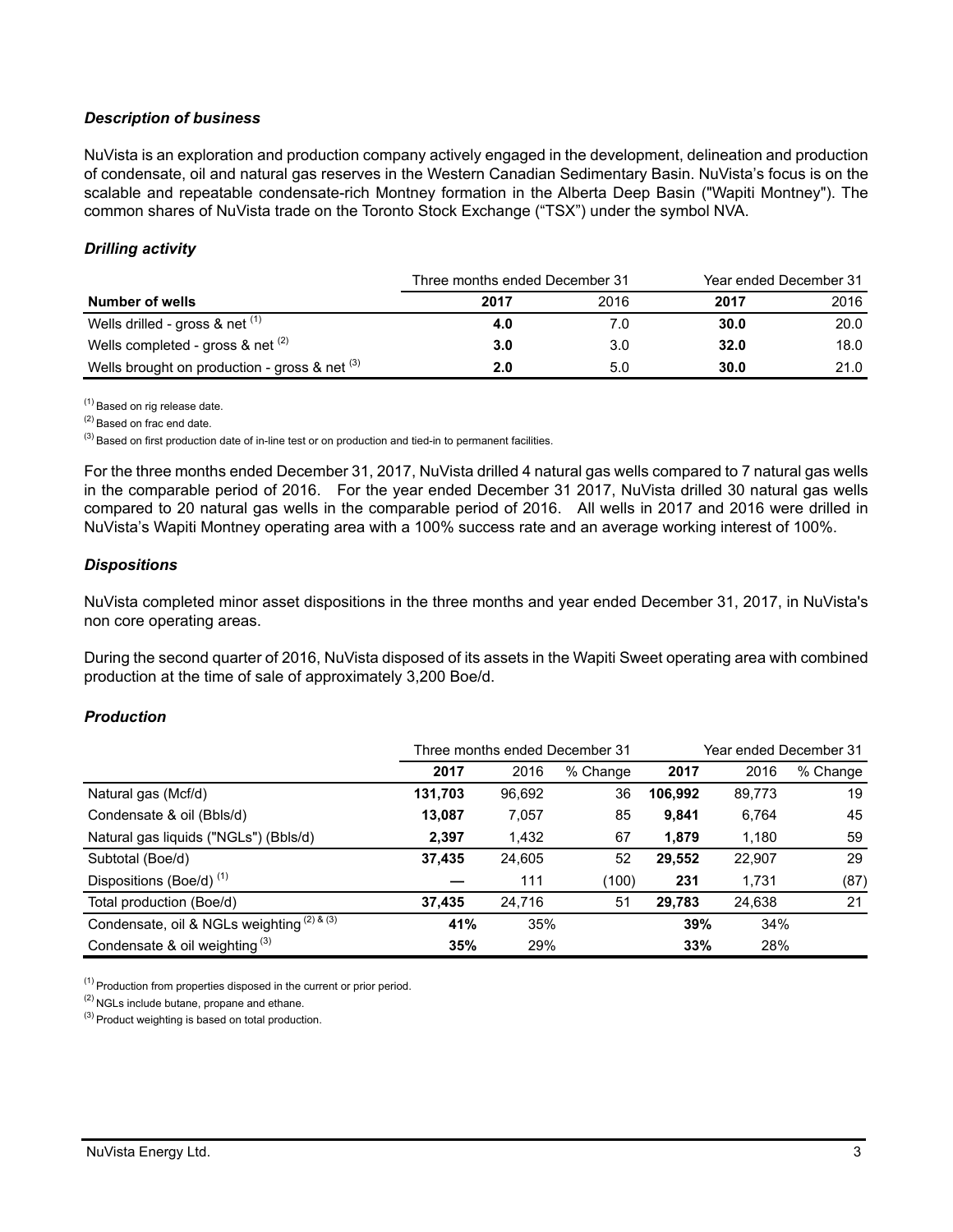### *Description of business*

NuVista is an exploration and production company actively engaged in the development, delineation and production of condensate, oil and natural gas reserves in the Western Canadian Sedimentary Basin. NuVista's focus is on the scalable and repeatable condensate-rich Montney formation in the Alberta Deep Basin ("Wapiti Montney"). The common shares of NuVista trade on the Toronto Stock Exchange ("TSX") under the symbol NVA.

### *Drilling activity*

| | Three months ended December 31 | | Year ended December 31 | |
|---|---|---|---|---|
| **Number of wells** | **2017** | 2016 | **2017** | 2016 |
| Wells drilled - gross & net [(1)] | **4.0** | 7.0 | **30.0** | 20.0 |
| Wells completed - gross & net [(2)] | **3.0** | 3.0 | **32.0** | 18.0 |
| Wells brought on production - gross & net [(3)] | **2.0** | 5.0 | **30.0** | 21.0 |

[(1)] Based on rig release date.

[(2)] Based on frac end date.

[(3)] Based on first production date of in-line test or on production and tied-in to permanent facilities.

For the three months ended December 31, 2017, NuVista drilled 4 natural gas wells compared to 7 natural gas wells in the comparable period of 2016. For the year ended December 31 2017, NuVista drilled 30 natural gas wells compared to 20 natural gas wells in the comparable period of 2016. All wells in 2017 and 2016 were drilled in NuVista's Wapiti Montney operating area with a 100% success rate and an average working interest of 100%.

### *Dispositions*

NuVista completed minor asset dispositions in the three months and year ended December 31, 2017, in NuVista's non core operating areas.

During the second quarter of 2016, NuVista disposed of its assets in the Wapiti Sweet operating area with combined production at the time of sale of approximately 3,200 Boe/d.

### *Production*

| | Three months ended December 31 | | | Year ended December 31 | | |
|---|---|---|---|---|---|---|
| | **2017** | 2016 | % Change | **2017** | 2016 | % Change |
| Natural gas (Mcf/d) | **131,703** | 96,692 | 36 | **106,992** | 89,773 | 19 |
| Condensate & oil (Bbls/d) | **13,087** | 7,057 | 85 | **9,841** | 6,764 | 45 |
| Natural gas liquids ("NGLs") (Bbls/d) | **2,397** | 1,432 | 67 | **1,879** | 1,180 | 59 |
| Subtotal (Boe/d) | **37,435** | 24,605 | 52 | **29,552** | 22,907 | 29 |
| Dispositions (Boe/d) [(1)] | **—** | 111 | (100) | **231** | 1,731 | (87) |
| Total production (Boe/d) | **37,435** | 24,716 | 51 | **29,783** | 24,638 | 21 |
| Condensate, oil & NGLs weighting [(2) & (3)] | **41%** | 35% | | **39%** | 34% | |
| Condensate & oil weighting [(3)] | **35%** | 29% | | **33%** | 28% | |

[(1)] Production from properties disposed in the current or prior period.

[(2)] NGLs include butane, propane and ethane.

[(3)] Product weighting is based on total production.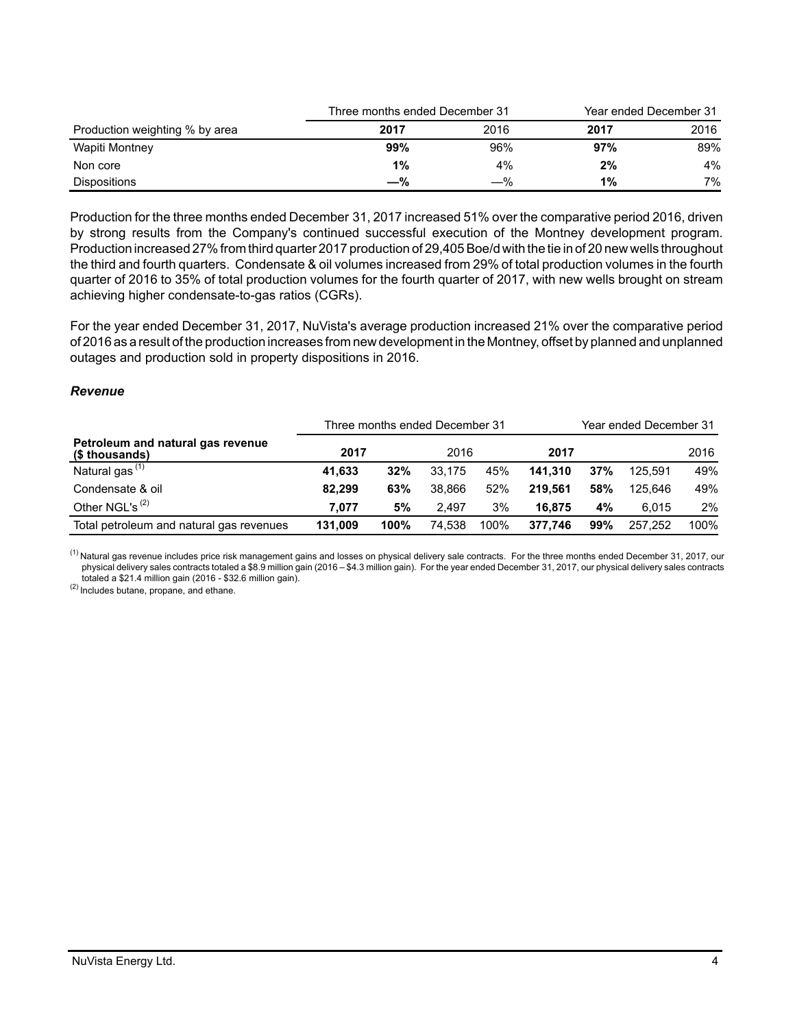| | Three months ended December 31 | | Year ended December 31 | |
|---|---|---|---|---|
| Production weighting % by area | **2017** | 2016 | **2017** | 2016 |
| Wapiti Montney | **99%** | 96% | **97%** | 89% |
| Non core | **1%** | 4% | **2%** | 4% |
| Dispositions | **—%** | —% | **1%** | 7% |

Production for the three months ended December 31, 2017 increased 51% over the comparative period 2016, driven by strong results from the Company's continued successful execution of the Montney development program. Production increased 27% from third quarter 2017 production of 29,405 Boe/d with the tie in of 20 new wells throughout the third and fourth quarters. Condensate & oil volumes increased from 29% of total production volumes in the fourth quarter of 2016 to 35% of total production volumes for the fourth quarter of 2017, with new wells brought on stream achieving higher condensate-to-gas ratios (CGRs).

For the year ended December 31, 2017, NuVista's average production increased 21% over the comparative period of 2016 as a result of the production increases from new development in the Montney, offset by planned and unplanned outages and production sold in property dispositions in 2016.

### *Revenue*

| | Three months ended December 31 | | | | Year ended December 31 | | | |
|---|---|---|---|---|---|---|---|---|
| **Petroleum and natural gas revenue ($ thousands)** | **2017** | | 2016 | | **2017** | | | 2016 |
| Natural gas [(1)] | **41,633** | **32%** | 33,175 | 45% | **141,310** | **37%** | 125,591 | 49% |
| Condensate & oil | **82,299** | **63%** | 38,866 | 52% | **219,561** | **58%** | 125,646 | 49% |
| Other NGL's [(2)] | **7,077** | **5%** | 2,497 | 3% | **16,875** | **4%** | 6,015 | 2% |
| Total petroleum and natural gas revenues | **131,009** | **100%** | 74,538 | 100% | **377,746** | **99%** | 257,252 | 100% |

[(1)] Natural gas revenue includes price risk management gains and losses on physical delivery sale contracts. For the three months ended December 31, 2017, our physical delivery sales contracts totaled a $8.9 million gain (2016 – $4.3 million gain). For the year ended December 31, 2017, our physical delivery sales contracts totaled a $21.4 million gain (2016 - $32.6 million gain).

[(2)] Includes butane, propane, and ethane.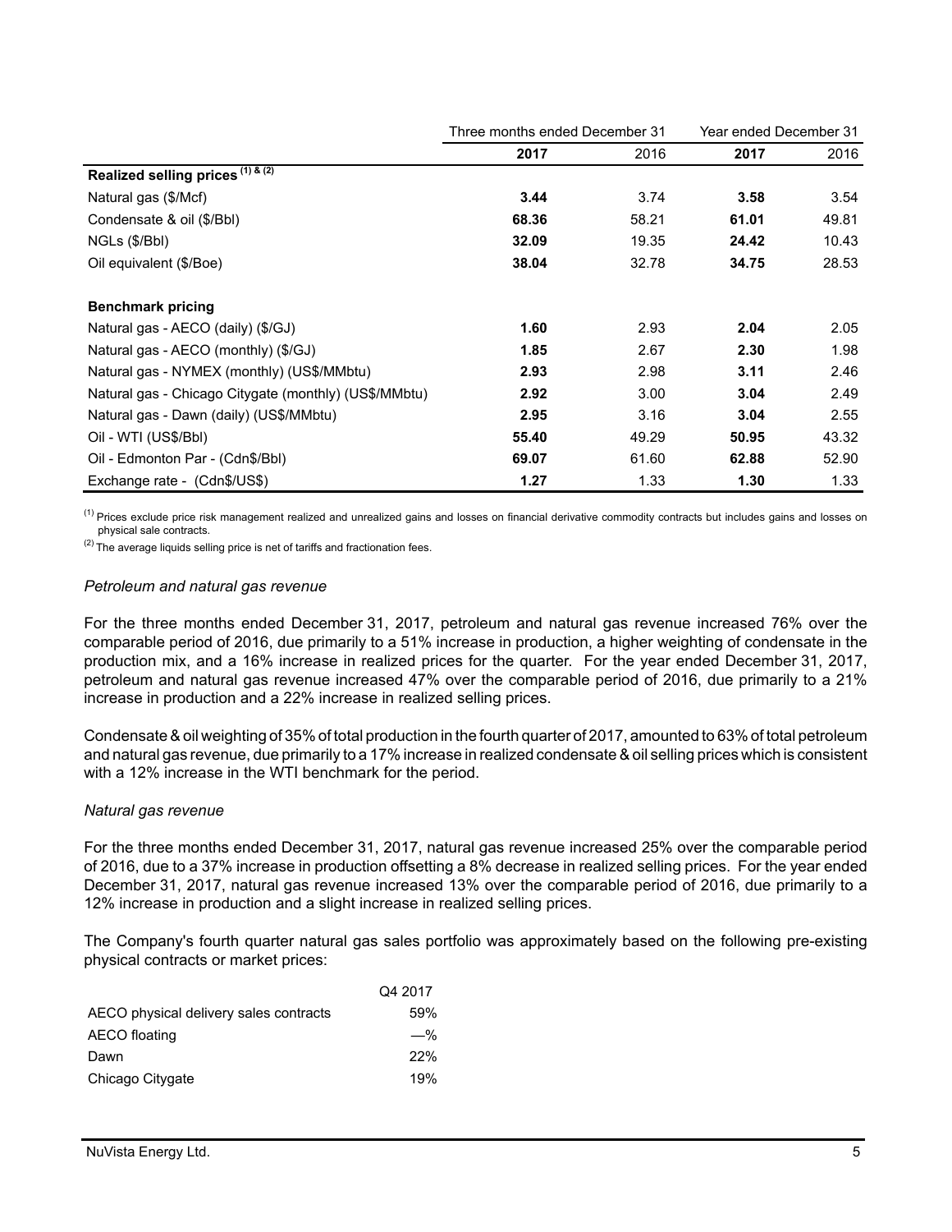| | Three months ended December 31 | | Year ended December 31 | |
|---|---|---|---|---|
| | **2017** | 2016 | **2017** | 2016 |
| **Realized selling prices (1) & (2)** | | | | |
| Natural gas ($/Mcf) | **3.44** | 3.74 | **3.58** | 3.54 |
| Condensate & oil ($/Bbl) | **68.36** | 58.21 | **61.01** | 49.81 |
| NGLs ($/Bbl) | **32.09** | 19.35 | **24.42** | 10.43 |
| Oil equivalent ($/Boe) | **38.04** | 32.78 | **34.75** | 28.53 |
| | | | | |
| **Benchmark pricing** | | | | |
| Natural gas - AECO (daily) ($/GJ) | **1.60** | 2.93 | **2.04** | 2.05 |
| Natural gas - AECO (monthly) ($/GJ) | **1.85** | 2.67 | **2.30** | 1.98 |
| Natural gas - NYMEX (monthly) (US$/MMbtu) | **2.93** | 2.98 | **3.11** | 2.46 |
| Natural gas - Chicago Citygate (monthly) (US$/MMbtu) | **2.92** | 3.00 | **3.04** | 2.49 |
| Natural gas - Dawn (daily) (US$/MMbtu) | **2.95** | 3.16 | **3.04** | 2.55 |
| Oil - WTI (US$/Bbl) | **55.40** | 49.29 | **50.95** | 43.32 |
| Oil - Edmonton Par - (Cdn$/Bbl) | **69.07** | 61.60 | **62.88** | 52.90 |
| Exchange rate - (Cdn$/US$) | **1.27** | 1.33 | **1.30** | 1.33 |

(1) Prices exclude price risk management realized and unrealized gains and losses on financial derivative commodity contracts but includes gains and losses on physical sale contracts.

(2) The average liquids selling price is net of tariffs and fractionation fees.

*Petroleum and natural gas revenue*

For the three months ended December 31, 2017, petroleum and natural gas revenue increased 76% over the comparable period of 2016, due primarily to a 51% increase in production, a higher weighting of condensate in the production mix, and a 16% increase in realized prices for the quarter. For the year ended December 31, 2017, petroleum and natural gas revenue increased 47% over the comparable period of 2016, due primarily to a 21% increase in production and a 22% increase in realized selling prices.

Condensate & oil weighting of 35% of total production in the fourth quarter of 2017, amounted to 63% of total petroleum and natural gas revenue, due primarily to a 17% increase in realized condensate & oil selling prices which is consistent with a 12% increase in the WTI benchmark for the period.

*Natural gas revenue*

For the three months ended December 31, 2017, natural gas revenue increased 25% over the comparable period of 2016, due to a 37% increase in production offsetting a 8% decrease in realized selling prices. For the year ended December 31, 2017, natural gas revenue increased 13% over the comparable period of 2016, due primarily to a 12% increase in production and a slight increase in realized selling prices.

The Company's fourth quarter natural gas sales portfolio was approximately based on the following pre-existing physical contracts or market prices:

| | Q4 2017 |
|---|---|
| AECO physical delivery sales contracts | 59% |
| AECO floating | —% |
| Dawn | 22% |
| Chicago Citygate | 19% |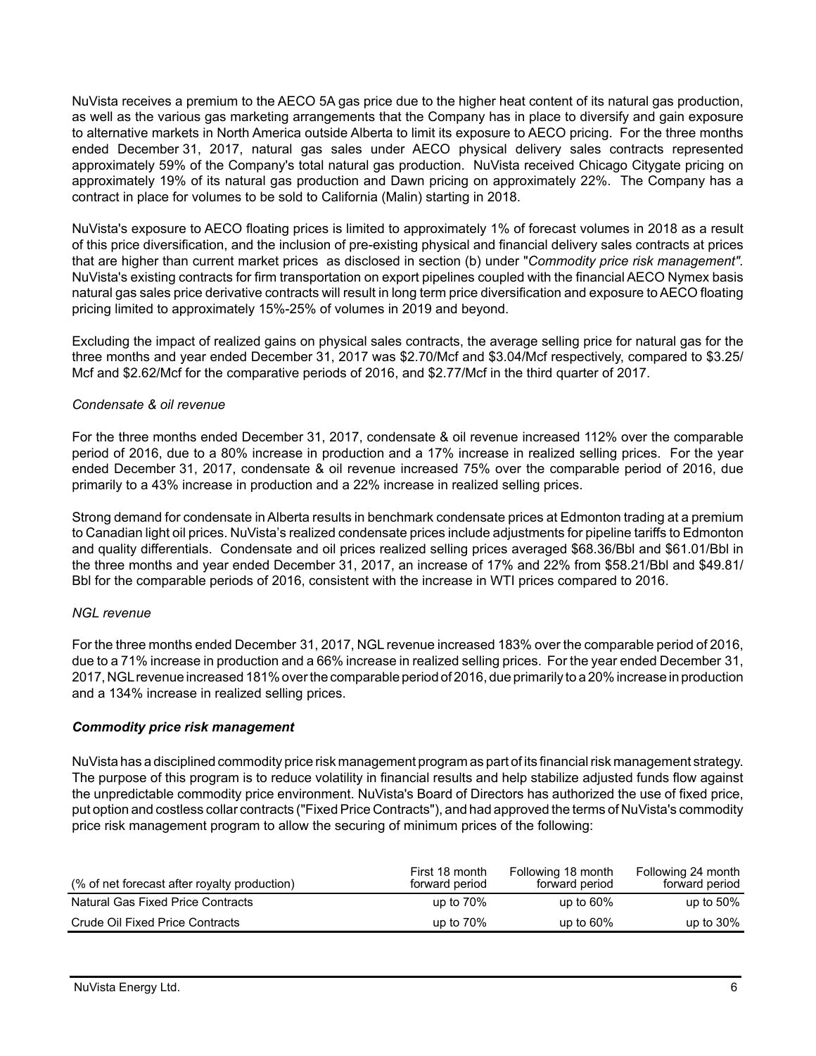NuVista receives a premium to the AECO 5A gas price due to the higher heat content of its natural gas production, as well as the various gas marketing arrangements that the Company has in place to diversify and gain exposure to alternative markets in North America outside Alberta to limit its exposure to AECO pricing. For the three months ended December 31, 2017, natural gas sales under AECO physical delivery sales contracts represented approximately 59% of the Company's total natural gas production. NuVista received Chicago Citygate pricing on approximately 19% of its natural gas production and Dawn pricing on approximately 22%. The Company has a contract in place for volumes to be sold to California (Malin) starting in 2018.

NuVista's exposure to AECO floating prices is limited to approximately 1% of forecast volumes in 2018 as a result of this price diversification, and the inclusion of pre-existing physical and financial delivery sales contracts at prices that are higher than current market prices as disclosed in section (b) under "*Commodity price risk management".* NuVista's existing contracts for firm transportation on export pipelines coupled with the financial AECO Nymex basis natural gas sales price derivative contracts will result in long term price diversification and exposure to AECO floating pricing limited to approximately 15%-25% of volumes in 2019 and beyond.

Excluding the impact of realized gains on physical sales contracts, the average selling price for natural gas for the three months and year ended December 31, 2017 was $2.70/Mcf and $3.04/Mcf respectively, compared to $3.25/Mcf and $2.62/Mcf for the comparative periods of 2016, and $2.77/Mcf in the third quarter of 2017.

*Condensate & oil revenue*

For the three months ended December 31, 2017, condensate & oil revenue increased 112% over the comparable period of 2016, due to a 80% increase in production and a 17% increase in realized selling prices. For the year ended December 31, 2017, condensate & oil revenue increased 75% over the comparable period of 2016, due primarily to a 43% increase in production and a 22% increase in realized selling prices.

Strong demand for condensate in Alberta results in benchmark condensate prices at Edmonton trading at a premium to Canadian light oil prices. NuVista's realized condensate prices include adjustments for pipeline tariffs to Edmonton and quality differentials. Condensate and oil prices realized selling prices averaged $68.36/Bbl and $61.01/Bbl in the three months and year ended December 31, 2017, an increase of 17% and 22% from $58.21/Bbl and $49.81/Bbl for the comparable periods of 2016, consistent with the increase in WTI prices compared to 2016.

*NGL revenue*

For the three months ended December 31, 2017, NGL revenue increased 183% over the comparable period of 2016, due to a 71% increase in production and a 66% increase in realized selling prices. For the year ended December 31, 2017, NGL revenue increased 181% over the comparable period of 2016, due primarily to a 20% increase in production and a 134% increase in realized selling prices.

***Commodity price risk management***

NuVista has a disciplined commodity price risk management program as part of its financial risk management strategy. The purpose of this program is to reduce volatility in financial results and help stabilize adjusted funds flow against the unpredictable commodity price environment. NuVista's Board of Directors has authorized the use of fixed price, put option and costless collar contracts ("Fixed Price Contracts"), and had approved the terms of NuVista's commodity price risk management program to allow the securing of minimum prices of the following:

| (% of net forecast after royalty production) | First 18 month forward period | Following 18 month forward period | Following 24 month forward period |
|---|---|---|---|
| Natural Gas Fixed Price Contracts | up to 70% | up to 60% | up to 50% |
| Crude Oil Fixed Price Contracts | up to 70% | up to 60% | up to 30% |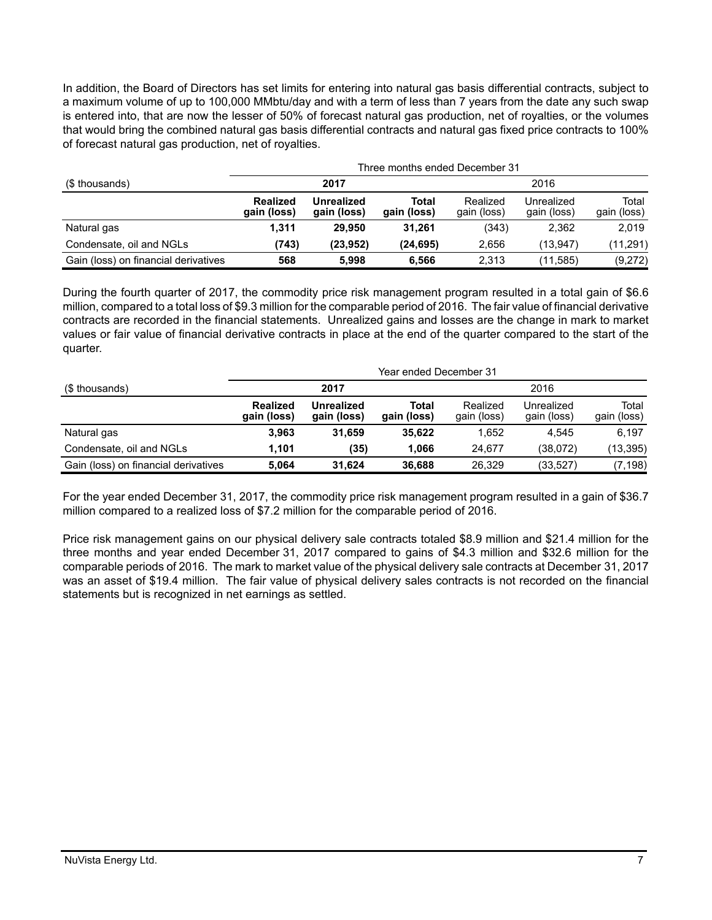In addition, the Board of Directors has set limits for entering into natural gas basis differential contracts, subject to a maximum volume of up to 100,000 MMbtu/day and with a term of less than 7 years from the date any such swap is entered into, that are now the lesser of 50% of forecast natural gas production, net of royalties, or the volumes that would bring the combined natural gas basis differential contracts and natural gas fixed price contracts to 100% of forecast natural gas production, net of royalties.

| | Three months ended December 31 | | | | | |
|---|---|---|---|---|---|---|
| ($ thousands) | **2017** | | | 2016 | | |
| | **Realized gain (loss)** | **Unrealized gain (loss)** | **Total gain (loss)** | Realized gain (loss) | Unrealized gain (loss) | Total gain (loss) |
| Natural gas | **1,311** | **29,950** | **31,261** | (343) | 2,362 | 2,019 |
| Condensate, oil and NGLs | **(743)** | **(23,952)** | **(24,695)** | 2,656 | (13,947) | (11,291) |
| Gain (loss) on financial derivatives | **568** | **5,998** | **6,566** | 2,313 | (11,585) | (9,272) |

During the fourth quarter of 2017, the commodity price risk management program resulted in a total gain of $6.6 million, compared to a total loss of $9.3 million for the comparable period of 2016. The fair value of financial derivative contracts are recorded in the financial statements. Unrealized gains and losses are the change in mark to market values or fair value of financial derivative contracts in place at the end of the quarter compared to the start of the quarter.

| | Year ended December 31 | | | | | |
|---|---|---|---|---|---|---|
| ($ thousands) | **2017** | | | 2016 | | |
| | **Realized gain (loss)** | **Unrealized gain (loss)** | **Total gain (loss)** | Realized gain (loss) | Unrealized gain (loss) | Total gain (loss) |
| Natural gas | **3,963** | **31,659** | **35,622** | 1,652 | 4,545 | 6,197 |
| Condensate, oil and NGLs | **1,101** | **(35)** | **1,066** | 24,677 | (38,072) | (13,395) |
| Gain (loss) on financial derivatives | **5,064** | **31,624** | **36,688** | 26,329 | (33,527) | (7,198) |

For the year ended December 31, 2017, the commodity price risk management program resulted in a gain of $36.7 million compared to a realized loss of $7.2 million for the comparable period of 2016.

Price risk management gains on our physical delivery sale contracts totaled $8.9 million and $21.4 million for the three months and year ended December 31, 2017 compared to gains of $4.3 million and $32.6 million for the comparable periods of 2016. The mark to market value of the physical delivery sale contracts at December 31, 2017 was an asset of $19.4 million. The fair value of physical delivery sales contracts is not recorded on the financial statements but is recognized in net earnings as settled.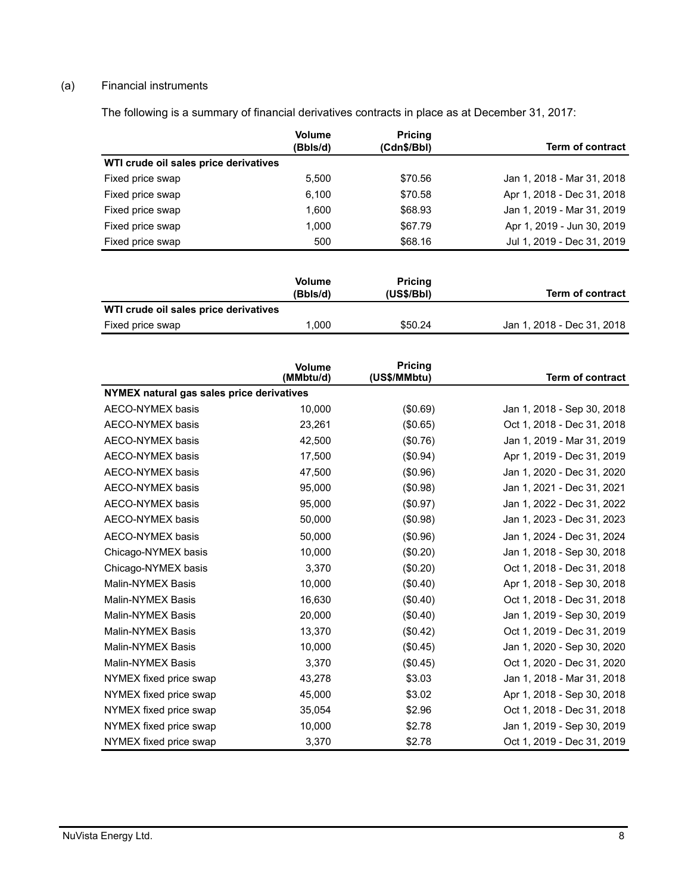(a) Financial instruments

The following is a summary of financial derivatives contracts in place as at December 31, 2017:

| | Volume (Bbls/d) | Pricing (Cdn$/Bbl) | Term of contract |
|---|---|---|---|
| **WTI crude oil sales price derivatives** | | | |
| Fixed price swap | 5,500 | $70.56 | Jan 1, 2018 - Mar 31, 2018 |
| Fixed price swap | 6,100 | $70.58 | Apr 1, 2018 - Dec 31, 2018 |
| Fixed price swap | 1,600 | $68.93 | Jan 1, 2019 - Mar 31, 2019 |
| Fixed price swap | 1,000 | $67.79 | Apr 1, 2019 - Jun 30, 2019 |
| Fixed price swap | 500 | $68.16 | Jul 1, 2019 - Dec 31, 2019 |

| | Volume (Bbls/d) | Pricing (US$/Bbl) | Term of contract |
|---|---|---|---|
| **WTI crude oil sales price derivatives** | | | |
| Fixed price swap | 1,000 | $50.24 | Jan 1, 2018 - Dec 31, 2018 |

| | Volume (MMbtu/d) | Pricing (US$/MMbtu) | Term of contract |
|---|---|---|---|
| **NYMEX natural gas sales price derivatives** | | | |
| AECO-NYMEX basis | 10,000 | ($0.69) | Jan 1, 2018 - Sep 30, 2018 |
| AECO-NYMEX basis | 23,261 | ($0.65) | Oct 1, 2018 - Dec 31, 2018 |
| AECO-NYMEX basis | 42,500 | ($0.76) | Jan 1, 2019 - Mar 31, 2019 |
| AECO-NYMEX basis | 17,500 | ($0.94) | Apr 1, 2019 - Dec 31, 2019 |
| AECO-NYMEX basis | 47,500 | ($0.96) | Jan 1, 2020 - Dec 31, 2020 |
| AECO-NYMEX basis | 95,000 | ($0.98) | Jan 1, 2021 - Dec 31, 2021 |
| AECO-NYMEX basis | 95,000 | ($0.97) | Jan 1, 2022 - Dec 31, 2022 |
| AECO-NYMEX basis | 50,000 | ($0.98) | Jan 1, 2023 - Dec 31, 2023 |
| AECO-NYMEX basis | 50,000 | ($0.96) | Jan 1, 2024 - Dec 31, 2024 |
| Chicago-NYMEX basis | 10,000 | ($0.20) | Jan 1, 2018 - Sep 30, 2018 |
| Chicago-NYMEX basis | 3,370 | ($0.20) | Oct 1, 2018 - Dec 31, 2018 |
| Malin-NYMEX Basis | 10,000 | ($0.40) | Apr 1, 2018 - Sep 30, 2018 |
| Malin-NYMEX Basis | 16,630 | ($0.40) | Oct 1, 2018 - Dec 31, 2018 |
| Malin-NYMEX Basis | 20,000 | ($0.40) | Jan 1, 2019 - Sep 30, 2019 |
| Malin-NYMEX Basis | 13,370 | ($0.42) | Oct 1, 2019 - Dec 31, 2019 |
| Malin-NYMEX Basis | 10,000 | ($0.45) | Jan 1, 2020 - Sep 30, 2020 |
| Malin-NYMEX Basis | 3,370 | ($0.45) | Oct 1, 2020 - Dec 31, 2020 |
| NYMEX fixed price swap | 43,278 | $3.03 | Jan 1, 2018 - Mar 31, 2018 |
| NYMEX fixed price swap | 45,000 | $3.02 | Apr 1, 2018 - Sep 30, 2018 |
| NYMEX fixed price swap | 35,054 | $2.96 | Oct 1, 2018 - Dec 31, 2018 |
| NYMEX fixed price swap | 10,000 | $2.78 | Jan 1, 2019 - Sep 30, 2019 |
| NYMEX fixed price swap | 3,370 | $2.78 | Oct 1, 2019 - Dec 31, 2019 |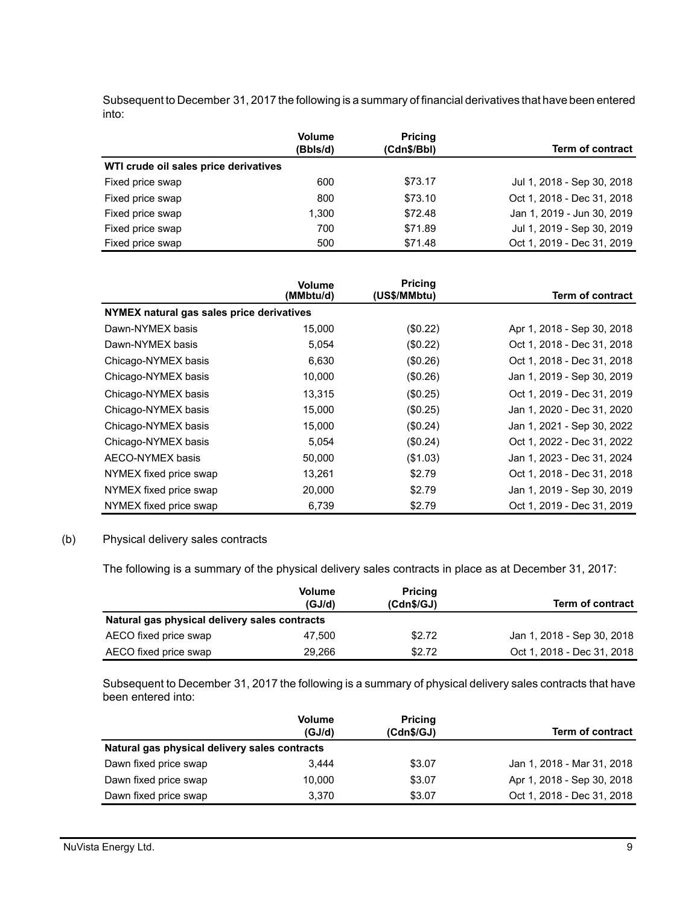Subsequent to December 31, 2017 the following is a summary of financial derivatives that have been entered into:

| | Volume (Bbls/d) | Pricing (Cdn$/Bbl) | Term of contract |
|---|---|---|---|
| **WTI crude oil sales price derivatives** | | | |
| Fixed price swap | 600 | $73.17 | Jul 1, 2018 - Sep 30, 2018 |
| Fixed price swap | 800 | $73.10 | Oct 1, 2018 - Dec 31, 2018 |
| Fixed price swap | 1,300 | $72.48 | Jan 1, 2019 - Jun 30, 2019 |
| Fixed price swap | 700 | $71.89 | Jul 1, 2019 - Sep 30, 2019 |
| Fixed price swap | 500 | $71.48 | Oct 1, 2019 - Dec 31, 2019 |

| | Volume (MMbtu/d) | Pricing (US$/MMbtu) | Term of contract |
|---|---|---|---|
| **NYMEX natural gas sales price derivatives** | | | |
| Dawn-NYMEX basis | 15,000 | ($0.22) | Apr 1, 2018 - Sep 30, 2018 |
| Dawn-NYMEX basis | 5,054 | ($0.22) | Oct 1, 2018 - Dec 31, 2018 |
| Chicago-NYMEX basis | 6,630 | ($0.26) | Oct 1, 2018 - Dec 31, 2018 |
| Chicago-NYMEX basis | 10,000 | ($0.26) | Jan 1, 2019 - Sep 30, 2019 |
| Chicago-NYMEX basis | 13,315 | ($0.25) | Oct 1, 2019 - Dec 31, 2019 |
| Chicago-NYMEX basis | 15,000 | ($0.25) | Jan 1, 2020 - Dec 31, 2020 |
| Chicago-NYMEX basis | 15,000 | ($0.24) | Jan 1, 2021 - Sep 30, 2022 |
| Chicago-NYMEX basis | 5,054 | ($0.24) | Oct 1, 2022 - Dec 31, 2022 |
| AECO-NYMEX basis | 50,000 | ($1.03) | Jan 1, 2023 - Dec 31, 2024 |
| NYMEX fixed price swap | 13,261 | $2.79 | Oct 1, 2018 - Dec 31, 2018 |
| NYMEX fixed price swap | 20,000 | $2.79 | Jan 1, 2019 - Sep 30, 2019 |
| NYMEX fixed price swap | 6,739 | $2.79 | Oct 1, 2019 - Dec 31, 2019 |

(b) Physical delivery sales contracts

The following is a summary of the physical delivery sales contracts in place as at December 31, 2017:

| | Volume (GJ/d) | Pricing (Cdn$/GJ) | Term of contract |
|---|---|---|---|
| **Natural gas physical delivery sales contracts** | | | |
| AECO fixed price swap | 47,500 | $2.72 | Jan 1, 2018 - Sep 30, 2018 |
| AECO fixed price swap | 29,266 | $2.72 | Oct 1, 2018 - Dec 31, 2018 |

Subsequent to December 31, 2017 the following is a summary of physical delivery sales contracts that have been entered into:

| | Volume (GJ/d) | Pricing (Cdn$/GJ) | Term of contract |
|---|---|---|---|
| **Natural gas physical delivery sales contracts** | | | |
| Dawn fixed price swap | 3,444 | $3.07 | Jan 1, 2018 - Mar 31, 2018 |
| Dawn fixed price swap | 10,000 | $3.07 | Apr 1, 2018 - Sep 30, 2018 |
| Dawn fixed price swap | 3,370 | $3.07 | Oct 1, 2018 - Dec 31, 2018 |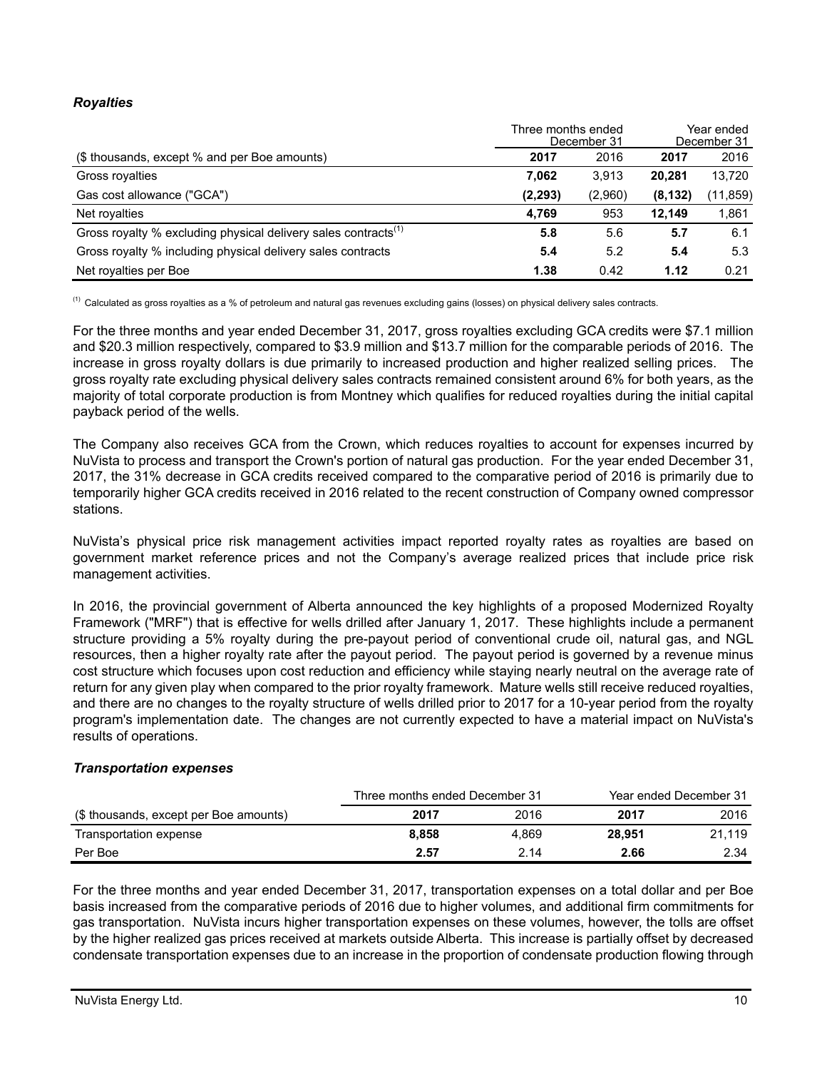### *Royalties*

| ($ thousands, except % and per Boe amounts) | Three months ended December 31 | | Year ended December 31 | |
|---|---|---|---|---|
| | **2017** | 2016 | **2017** | 2016 |
| Gross royalties | **7,062** | 3,913 | **20,281** | 13,720 |
| Gas cost allowance ("GCA") | **(2,293)** | (2,960) | **(8,132)** | (11,859) |
| Net royalties | **4,769** | 953 | **12,149** | 1,861 |
| Gross royalty % excluding physical delivery sales contracts[(1)] | **5.8** | 5.6 | **5.7** | 6.1 |
| Gross royalty % including physical delivery sales contracts | **5.4** | 5.2 | **5.4** | 5.3 |
| Net royalties per Boe | **1.38** | 0.42 | **1.12** | 0.21 |

[(1)] Calculated as gross royalties as a % of petroleum and natural gas revenues excluding gains (losses) on physical delivery sales contracts.

For the three months and year ended December 31, 2017, gross royalties excluding GCA credits were $7.1 million and $20.3 million respectively, compared to $3.9 million and $13.7 million for the comparable periods of 2016. The increase in gross royalty dollars is due primarily to increased production and higher realized selling prices. The gross royalty rate excluding physical delivery sales contracts remained consistent around 6% for both years, as the majority of total corporate production is from Montney which qualifies for reduced royalties during the initial capital payback period of the wells.

The Company also receives GCA from the Crown, which reduces royalties to account for expenses incurred by NuVista to process and transport the Crown's portion of natural gas production. For the year ended December 31, 2017, the 31% decrease in GCA credits received compared to the comparative period of 2016 is primarily due to temporarily higher GCA credits received in 2016 related to the recent construction of Company owned compressor stations.

NuVista's physical price risk management activities impact reported royalty rates as royalties are based on government market reference prices and not the Company's average realized prices that include price risk management activities.

In 2016, the provincial government of Alberta announced the key highlights of a proposed Modernized Royalty Framework ("MRF") that is effective for wells drilled after January 1, 2017. These highlights include a permanent structure providing a 5% royalty during the pre-payout period of conventional crude oil, natural gas, and NGL resources, then a higher royalty rate after the payout period. The payout period is governed by a revenue minus cost structure which focuses upon cost reduction and efficiency while staying nearly neutral on the average rate of return for any given play when compared to the prior royalty framework. Mature wells still receive reduced royalties, and there are no changes to the royalty structure of wells drilled prior to 2017 for a 10-year period from the royalty program's implementation date. The changes are not currently expected to have a material impact on NuVista's results of operations.

### *Transportation expenses*

| ($ thousands, except per Boe amounts) | Three months ended December 31 | | Year ended December 31 | |
|---|---|---|---|---|
| | **2017** | 2016 | **2017** | 2016 |
| Transportation expense | **8,858** | 4,869 | **28,951** | 21,119 |
| Per Boe | **2.57** | 2.14 | **2.66** | 2.34 |

For the three months and year ended December 31, 2017, transportation expenses on a total dollar and per Boe basis increased from the comparative periods of 2016 due to higher volumes, and additional firm commitments for gas transportation. NuVista incurs higher transportation expenses on these volumes, however, the tolls are offset by the higher realized gas prices received at markets outside Alberta. This increase is partially offset by decreased condensate transportation expenses due to an increase in the proportion of condensate production flowing through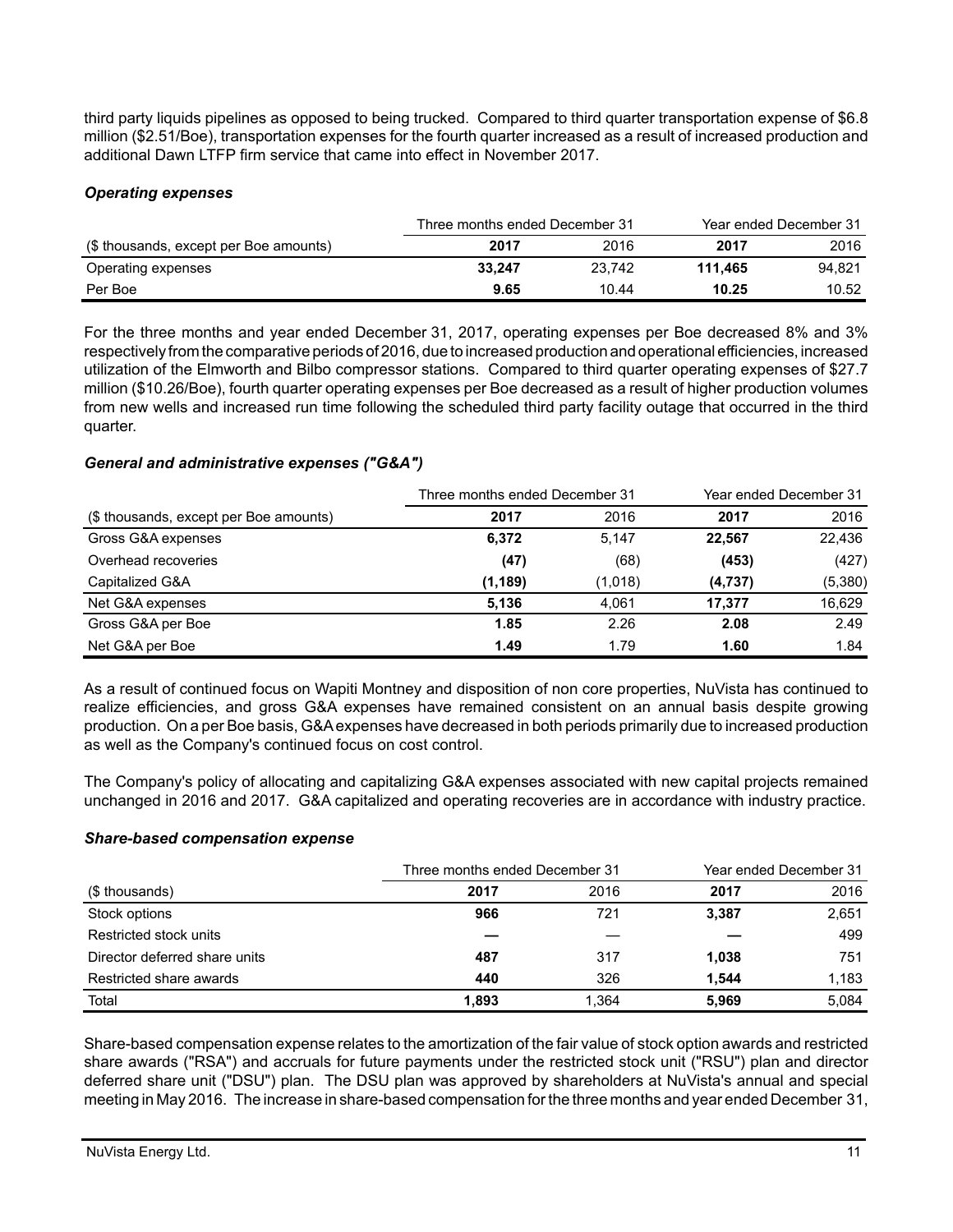third party liquids pipelines as opposed to being trucked. Compared to third quarter transportation expense of $6.8 million ($2.51/Boe), transportation expenses for the fourth quarter increased as a result of increased production and additional Dawn LTFP firm service that came into effect in November 2017.

### *Operating expenses*

| | Three months ended December 31 | | Year ended December 31 | |
|---|---|---|---|---|
| ($ thousands, except per Boe amounts) | **2017** | 2016 | **2017** | 2016 |
| Operating expenses | **33,247** | 23,742 | **111,465** | 94,821 |
| Per Boe | **9.65** | 10.44 | **10.25** | 10.52 |

For the three months and year ended December 31, 2017, operating expenses per Boe decreased 8% and 3% respectively from the comparative periods of 2016, due to increased production and operational efficiencies, increased utilization of the Elmworth and Bilbo compressor stations. Compared to third quarter operating expenses of $27.7 million ($10.26/Boe), fourth quarter operating expenses per Boe decreased as a result of higher production volumes from new wells and increased run time following the scheduled third party facility outage that occurred in the third quarter.

### *General and administrative expenses ("G&A")*

| | Three months ended December 31 | | Year ended December 31 | |
|---|---|---|---|---|
| ($ thousands, except per Boe amounts) | **2017** | 2016 | **2017** | 2016 |
| Gross G&A expenses | **6,372** | 5,147 | **22,567** | 22,436 |
| Overhead recoveries | **(47)** | (68) | **(453)** | (427) |
| Capitalized G&A | **(1,189)** | (1,018) | **(4,737)** | (5,380) |
| Net G&A expenses | **5,136** | 4,061 | **17,377** | 16,629 |
| Gross G&A per Boe | **1.85** | 2.26 | **2.08** | 2.49 |
| Net G&A per Boe | **1.49** | 1.79 | **1.60** | 1.84 |

As a result of continued focus on Wapiti Montney and disposition of non core properties, NuVista has continued to realize efficiencies, and gross G&A expenses have remained consistent on an annual basis despite growing production. On a per Boe basis, G&A expenses have decreased in both periods primarily due to increased production as well as the Company's continued focus on cost control.

The Company's policy of allocating and capitalizing G&A expenses associated with new capital projects remained unchanged in 2016 and 2017. G&A capitalized and operating recoveries are in accordance with industry practice.

### *Share-based compensation expense*

| | Three months ended December 31 | | Year ended December 31 | |
|---|---|---|---|---|
| ($ thousands) | **2017** | 2016 | **2017** | 2016 |
| Stock options | **966** | 721 | **3,387** | 2,651 |
| Restricted stock units | **—** | — | **—** | 499 |
| Director deferred share units | **487** | 317 | **1,038** | 751 |
| Restricted share awards | **440** | 326 | **1,544** | 1,183 |
| Total | **1,893** | 1,364 | **5,969** | 5,084 |

Share-based compensation expense relates to the amortization of the fair value of stock option awards and restricted share awards ("RSA") and accruals for future payments under the restricted stock unit ("RSU") plan and director deferred share unit ("DSU") plan. The DSU plan was approved by shareholders at NuVista's annual and special meeting in May 2016. The increase in share-based compensation for the three months and year ended December 31,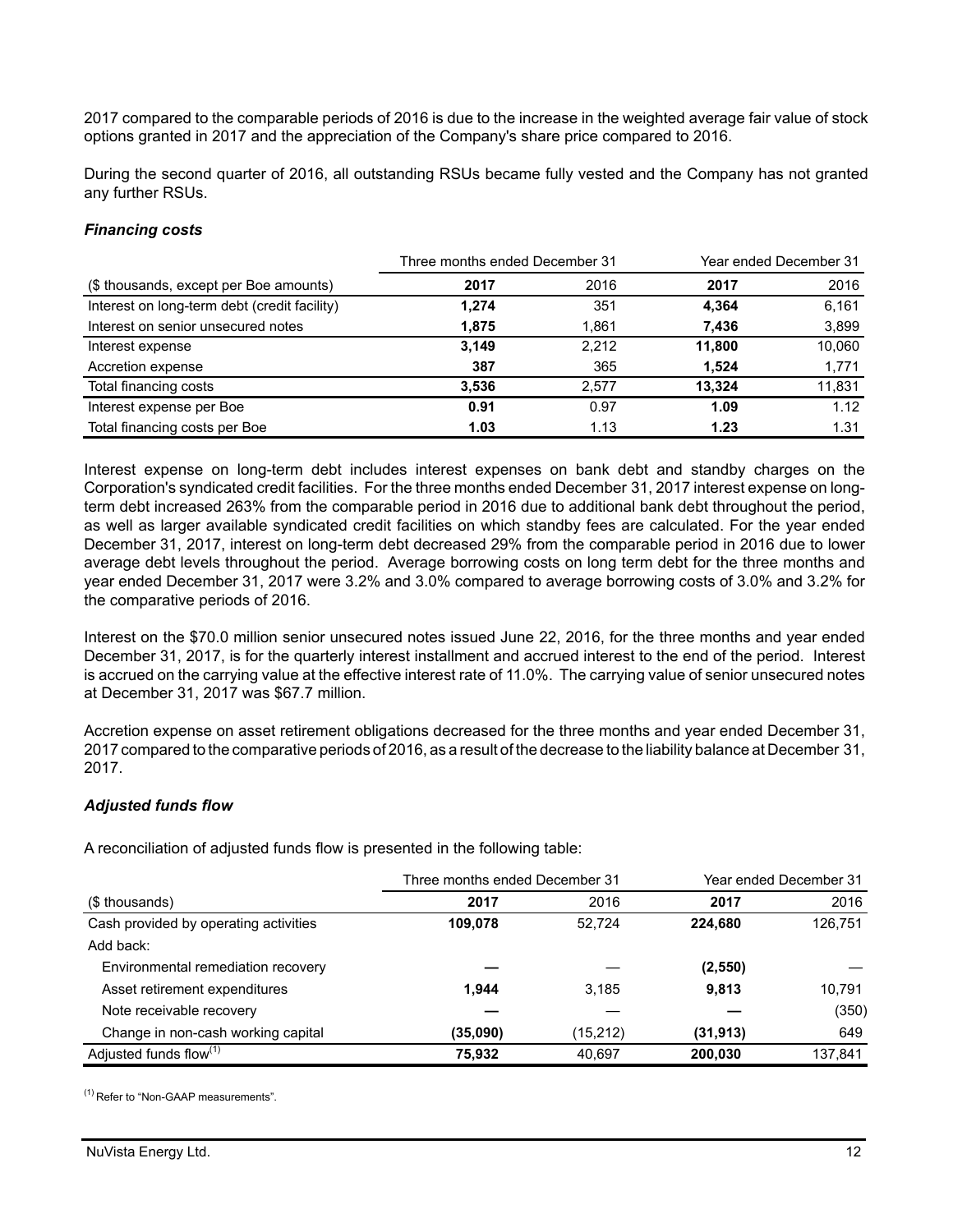2017 compared to the comparable periods of 2016 is due to the increase in the weighted average fair value of stock options granted in 2017 and the appreciation of the Company's share price compared to 2016.

During the second quarter of 2016, all outstanding RSUs became fully vested and the Company has not granted any further RSUs.

### *Financing costs*

| | Three months ended December 31 | | Year ended December 31 | |
|---|---|---|---|---|
| ($ thousands, except per Boe amounts) | **2017** | 2016 | **2017** | 2016 |
| Interest on long-term debt (credit facility) | **1,274** | 351 | **4,364** | 6,161 |
| Interest on senior unsecured notes | **1,875** | 1,861 | **7,436** | 3,899 |
| Interest expense | **3,149** | 2,212 | **11,800** | 10,060 |
| Accretion expense | **387** | 365 | **1,524** | 1,771 |
| Total financing costs | **3,536** | 2,577 | **13,324** | 11,831 |
| Interest expense per Boe | **0.91** | 0.97 | **1.09** | 1.12 |
| Total financing costs per Boe | **1.03** | 1.13 | **1.23** | 1.31 |

Interest expense on long-term debt includes interest expenses on bank debt and standby charges on the Corporation's syndicated credit facilities. For the three months ended December 31, 2017 interest expense on long-term debt increased 263% from the comparable period in 2016 due to additional bank debt throughout the period, as well as larger available syndicated credit facilities on which standby fees are calculated. For the year ended December 31, 2017, interest on long-term debt decreased 29% from the comparable period in 2016 due to lower average debt levels throughout the period. Average borrowing costs on long term debt for the three months and year ended December 31, 2017 were 3.2% and 3.0% compared to average borrowing costs of 3.0% and 3.2% for the comparative periods of 2016.

Interest on the $70.0 million senior unsecured notes issued June 22, 2016, for the three months and year ended December 31, 2017, is for the quarterly interest installment and accrued interest to the end of the period. Interest is accrued on the carrying value at the effective interest rate of 11.0%. The carrying value of senior unsecured notes at December 31, 2017 was $67.7 million.

Accretion expense on asset retirement obligations decreased for the three months and year ended December 31, 2017 compared to the comparative periods of 2016, as a result of the decrease to the liability balance at December 31, 2017.

### *Adjusted funds flow*

A reconciliation of adjusted funds flow is presented in the following table:

| | Three months ended December 31 | | Year ended December 31 | |
|---|---|---|---|---|
| ($ thousands) | **2017** | 2016 | **2017** | 2016 |
| Cash provided by operating activities | **109,078** | 52,724 | **224,680** | 126,751 |
| Add back: | | | | |
| Environmental remediation recovery | **—** | — | **(2,550)** | — |
| Asset retirement expenditures | **1,944** | 3,185 | **9,813** | 10,791 |
| Note receivable recovery | **—** | — | **—** | (350) |
| Change in non-cash working capital | **(35,090)** | (15,212) | **(31,913)** | 649 |
| Adjusted funds flow[(1)] | **75,932** | 40,697 | **200,030** | 137,841 |

[(1)] Refer to "Non-GAAP measurements".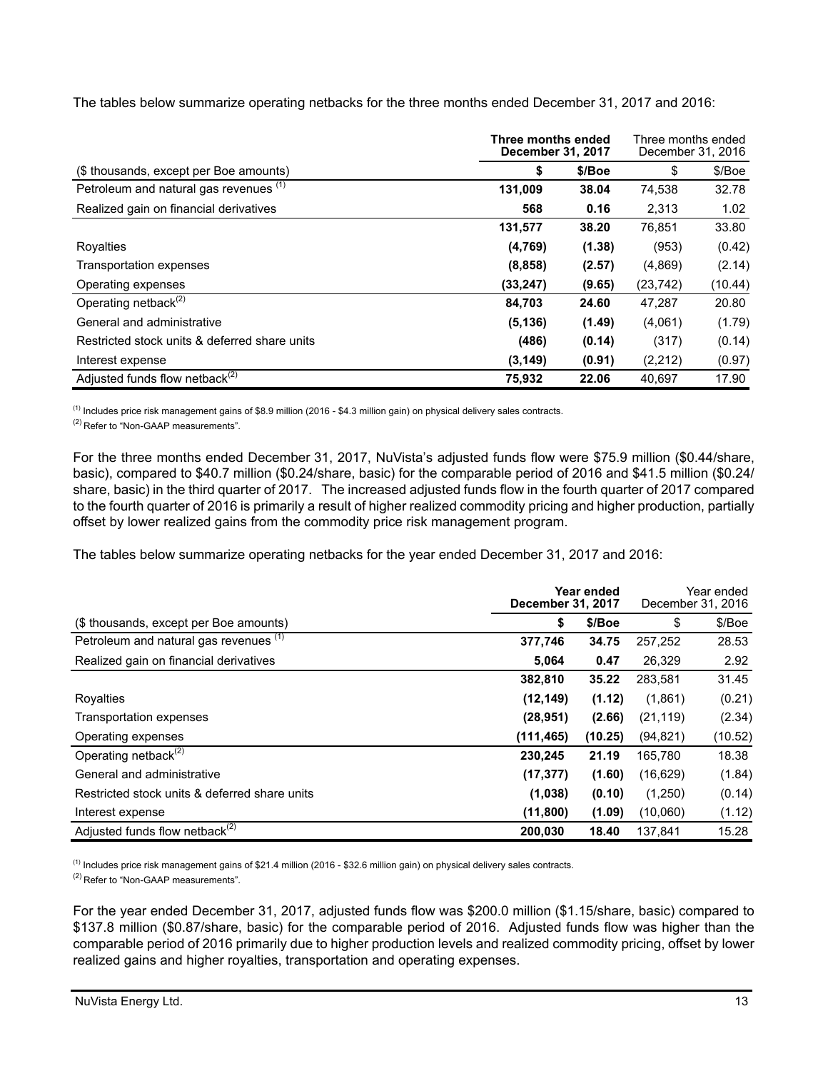The tables below summarize operating netbacks for the three months ended December 31, 2017 and 2016:

| | **Three months ended December 31, 2017** | | Three months ended December 31, 2016 | |
|---|---|---|---|---|
| ($ thousands, except per Boe amounts) | **$** | **$/Boe** | $ | $/Boe |
| Petroleum and natural gas revenues [(1)] | **131,009** | **38.04** | 74,538 | 32.78 |
| Realized gain on financial derivatives | **568** | **0.16** | 2,313 | 1.02 |
| | **131,577** | **38.20** | 76,851 | 33.80 |
| Royalties | **(4,769)** | **(1.38)** | (953) | (0.42) |
| Transportation expenses | **(8,858)** | **(2.57)** | (4,869) | (2.14) |
| Operating expenses | **(33,247)** | **(9.65)** | (23,742) | (10.44) |
| Operating netback[(2)] | **84,703** | **24.60** | 47,287 | 20.80 |
| General and administrative | **(5,136)** | **(1.49)** | (4,061) | (1.79) |
| Restricted stock units & deferred share units | **(486)** | **(0.14)** | (317) | (0.14) |
| Interest expense | **(3,149)** | **(0.91)** | (2,212) | (0.97) |
| Adjusted funds flow netback[(2)] | **75,932** | **22.06** | 40,697 | 17.90 |

(1) Includes price risk management gains of $8.9 million (2016 - $4.3 million gain) on physical delivery sales contracts.

(2) Refer to "Non-GAAP measurements".

For the three months ended December 31, 2017, NuVista's adjusted funds flow were $75.9 million ($0.44/share, basic), compared to $40.7 million ($0.24/share, basic) for the comparable period of 2016 and $41.5 million ($0.24/share, basic) in the third quarter of 2017. The increased adjusted funds flow in the fourth quarter of 2017 compared to the fourth quarter of 2016 is primarily a result of higher realized commodity pricing and higher production, partially offset by lower realized gains from the commodity price risk management program.

The tables below summarize operating netbacks for the year ended December 31, 2017 and 2016:

| | **Year ended December 31, 2017** | | Year ended December 31, 2016 | |
|---|---|---|---|---|
| ($ thousands, except per Boe amounts) | **$** | **$/Boe** | $ | $/Boe |
| Petroleum and natural gas revenues [(1)] | **377,746** | **34.75** | 257,252 | 28.53 |
| Realized gain on financial derivatives | **5,064** | **0.47** | 26,329 | 2.92 |
| | **382,810** | **35.22** | 283,581 | 31.45 |
| Royalties | **(12,149)** | **(1.12)** | (1,861) | (0.21) |
| Transportation expenses | **(28,951)** | **(2.66)** | (21,119) | (2.34) |
| Operating expenses | **(111,465)** | **(10.25)** | (94,821) | (10.52) |
| Operating netback[(2)] | **230,245** | **21.19** | 165,780 | 18.38 |
| General and administrative | **(17,377)** | **(1.60)** | (16,629) | (1.84) |
| Restricted stock units & deferred share units | **(1,038)** | **(0.10)** | (1,250) | (0.14) |
| Interest expense | **(11,800)** | **(1.09)** | (10,060) | (1.12) |
| Adjusted funds flow netback[(2)] | **200,030** | **18.40** | 137,841 | 15.28 |

(1) Includes price risk management gains of $21.4 million (2016 - $32.6 million gain) on physical delivery sales contracts.

(2) Refer to "Non-GAAP measurements".

For the year ended December 31, 2017, adjusted funds flow was $200.0 million ($1.15/share, basic) compared to $137.8 million ($0.87/share, basic) for the comparable period of 2016. Adjusted funds flow was higher than the comparable period of 2016 primarily due to higher production levels and realized commodity pricing, offset by lower realized gains and higher royalties, transportation and operating expenses.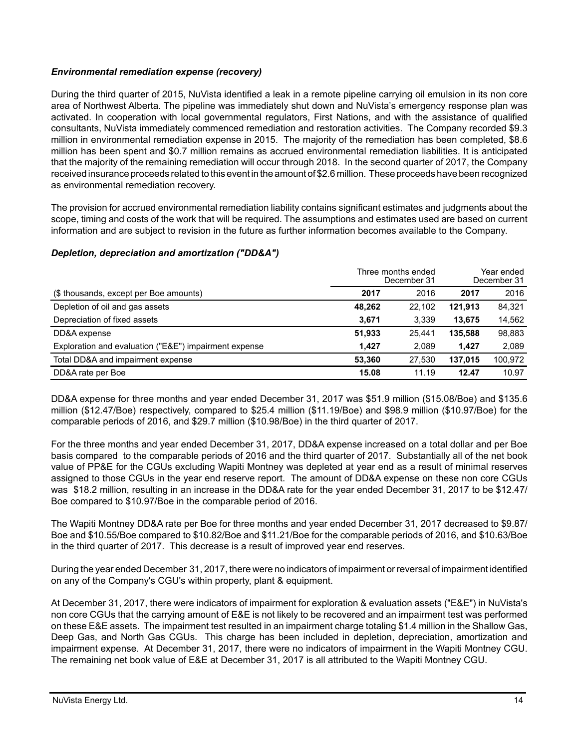### *Environmental remediation expense (recovery)*

During the third quarter of 2015, NuVista identified a leak in a remote pipeline carrying oil emulsion in its non core area of Northwest Alberta. The pipeline was immediately shut down and NuVista's emergency response plan was activated. In cooperation with local governmental regulators, First Nations, and with the assistance of qualified consultants, NuVista immediately commenced remediation and restoration activities. The Company recorded $9.3 million in environmental remediation expense in 2015. The majority of the remediation has been completed, $8.6 million has been spent and $0.7 million remains as accrued environmental remediation liabilities. It is anticipated that the majority of the remaining remediation will occur through 2018. In the second quarter of 2017, the Company received insurance proceeds related to this event in the amount of $2.6 million. These proceeds have been recognized as environmental remediation recovery.

The provision for accrued environmental remediation liability contains significant estimates and judgments about the scope, timing and costs of the work that will be required. The assumptions and estimates used are based on current information and are subject to revision in the future as further information becomes available to the Company.

### *Depletion, depreciation and amortization ("DD&A")*

| | Three months ended December 31 | | Year ended December 31 | |
|---|---|---|---|---|
| ($ thousands, except per Boe amounts) | **2017** | 2016 | **2017** | 2016 |
| Depletion of oil and gas assets | **48,262** | 22,102 | **121,913** | 84,321 |
| Depreciation of fixed assets | **3,671** | 3,339 | **13,675** | 14,562 |
| DD&A expense | **51,933** | 25,441 | **135,588** | 98,883 |
| Exploration and evaluation ("E&E") impairment expense | **1,427** | 2,089 | **1,427** | 2,089 |
| Total DD&A and impairment expense | **53,360** | 27,530 | **137,015** | 100,972 |
| DD&A rate per Boe | **15.08** | 11.19 | **12.47** | 10.97 |

DD&A expense for three months and year ended December 31, 2017 was $51.9 million ($15.08/Boe) and $135.6 million ($12.47/Boe) respectively, compared to $25.4 million ($11.19/Boe) and $98.9 million ($10.97/Boe) for the comparable periods of 2016, and $29.7 million ($10.98/Boe) in the third quarter of 2017.

For the three months and year ended December 31, 2017, DD&A expense increased on a total dollar and per Boe basis compared to the comparable periods of 2016 and the third quarter of 2017. Substantially all of the net book value of PP&E for the CGUs excluding Wapiti Montney was depleted at year end as a result of minimal reserves assigned to those CGUs in the year end reserve report. The amount of DD&A expense on these non core CGUs was $18.2 million, resulting in an increase in the DD&A rate for the year ended December 31, 2017 to be $12.47/Boe compared to $10.97/Boe in the comparable period of 2016.

The Wapiti Montney DD&A rate per Boe for three months and year ended December 31, 2017 decreased to $9.87/Boe and $10.55/Boe compared to $10.82/Boe and $11.21/Boe for the comparable periods of 2016, and $10.63/Boe in the third quarter of 2017. This decrease is a result of improved year end reserves.

During the year ended December 31, 2017, there were no indicators of impairment or reversal of impairment identified on any of the Company's CGU's within property, plant & equipment.

At December 31, 2017, there were indicators of impairment for exploration & evaluation assets ("E&E") in NuVista's non core CGUs that the carrying amount of E&E is not likely to be recovered and an impairment test was performed on these E&E assets. The impairment test resulted in an impairment charge totaling $1.4 million in the Shallow Gas, Deep Gas, and North Gas CGUs. This charge has been included in depletion, depreciation, amortization and impairment expense. At December 31, 2017, there were no indicators of impairment in the Wapiti Montney CGU. The remaining net book value of E&E at December 31, 2017 is all attributed to the Wapiti Montney CGU.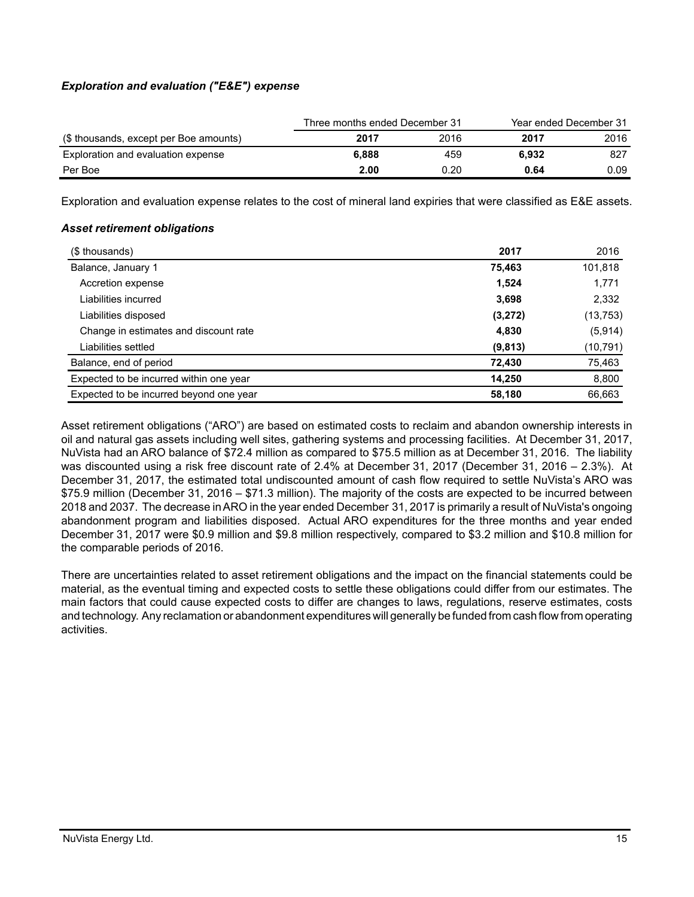### *Exploration and evaluation ("E&E") expense*

| | Three months ended December 31 | | Year ended December 31 | |
|---|---|---|---|---|
| ($ thousands, except per Boe amounts) | **2017** | 2016 | **2017** | 2016 |
| Exploration and evaluation expense | **6,888** | 459 | **6,932** | 827 |
| Per Boe | **2.00** | 0.20 | **0.64** | 0.09 |

Exploration and evaluation expense relates to the cost of mineral land expiries that were classified as E&E assets.

### *Asset retirement obligations*

| ($ thousands) | **2017** | 2016 |
|---|---|---|
| Balance, January 1 | **75,463** | 101,818 |
| Accretion expense | **1,524** | 1,771 |
| Liabilities incurred | **3,698** | 2,332 |
| Liabilities disposed | **(3,272)** | (13,753) |
| Change in estimates and discount rate | **4,830** | (5,914) |
| Liabilities settled | **(9,813)** | (10,791) |
| Balance, end of period | **72,430** | 75,463 |
| Expected to be incurred within one year | **14,250** | 8,800 |
| Expected to be incurred beyond one year | **58,180** | 66,663 |

Asset retirement obligations ("ARO") are based on estimated costs to reclaim and abandon ownership interests in oil and natural gas assets including well sites, gathering systems and processing facilities. At December 31, 2017, NuVista had an ARO balance of $72.4 million as compared to $75.5 million as at December 31, 2016. The liability was discounted using a risk free discount rate of 2.4% at December 31, 2017 (December 31, 2016 – 2.3%). At December 31, 2017, the estimated total undiscounted amount of cash flow required to settle NuVista's ARO was $75.9 million (December 31, 2016 – $71.3 million). The majority of the costs are expected to be incurred between 2018 and 2037. The decrease in ARO in the year ended December 31, 2017 is primarily a result of NuVista's ongoing abandonment program and liabilities disposed. Actual ARO expenditures for the three months and year ended December 31, 2017 were $0.9 million and $9.8 million respectively, compared to $3.2 million and $10.8 million for the comparable periods of 2016.

There are uncertainties related to asset retirement obligations and the impact on the financial statements could be material, as the eventual timing and expected costs to settle these obligations could differ from our estimates. The main factors that could cause expected costs to differ are changes to laws, regulations, reserve estimates, costs and technology. Any reclamation or abandonment expenditures will generally be funded from cash flow from operating activities.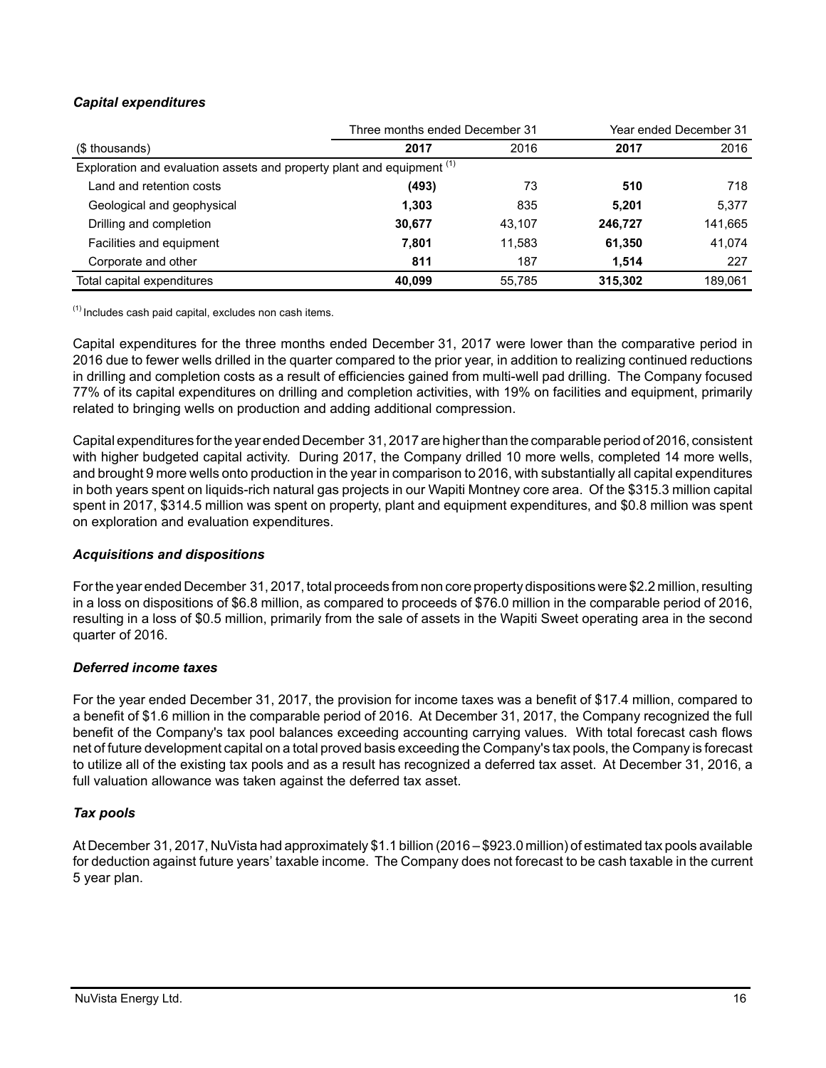### *Capital expenditures*

| | Three months ended December 31 | | Year ended December 31 | |
|---|---|---|---|---|
| ($ thousands) | **2017** | 2016 | **2017** | 2016 |
| Exploration and evaluation assets and property plant and equipment [(1)] | | | | |
| Land and retention costs | **(493)** | 73 | **510** | 718 |
| Geological and geophysical | **1,303** | 835 | **5,201** | 5,377 |
| Drilling and completion | **30,677** | 43,107 | **246,727** | 141,665 |
| Facilities and equipment | **7,801** | 11,583 | **61,350** | 41,074 |
| Corporate and other | **811** | 187 | **1,514** | 227 |
| Total capital expenditures | **40,099** | 55,785 | **315,302** | 189,061 |

(1) Includes cash paid capital, excludes non cash items.

Capital expenditures for the three months ended December 31, 2017 were lower than the comparative period in 2016 due to fewer wells drilled in the quarter compared to the prior year, in addition to realizing continued reductions in drilling and completion costs as a result of efficiencies gained from multi-well pad drilling. The Company focused 77% of its capital expenditures on drilling and completion activities, with 19% on facilities and equipment, primarily related to bringing wells on production and adding additional compression.

Capital expenditures for the year ended December 31, 2017 are higher than the comparable period of 2016, consistent with higher budgeted capital activity. During 2017, the Company drilled 10 more wells, completed 14 more wells, and brought 9 more wells onto production in the year in comparison to 2016, with substantially all capital expenditures in both years spent on liquids-rich natural gas projects in our Wapiti Montney core area. Of the $315.3 million capital spent in 2017, $314.5 million was spent on property, plant and equipment expenditures, and $0.8 million was spent on exploration and evaluation expenditures.

### *Acquisitions and dispositions*

For the year ended December 31, 2017, total proceeds from non core property dispositions were $2.2 million, resulting in a loss on dispositions of $6.8 million, as compared to proceeds of $76.0 million in the comparable period of 2016, resulting in a loss of $0.5 million, primarily from the sale of assets in the Wapiti Sweet operating area in the second quarter of 2016.

### *Deferred income taxes*

For the year ended December 31, 2017, the provision for income taxes was a benefit of $17.4 million, compared to a benefit of $1.6 million in the comparable period of 2016. At December 31, 2017, the Company recognized the full benefit of the Company's tax pool balances exceeding accounting carrying values. With total forecast cash flows net of future development capital on a total proved basis exceeding the Company's tax pools, the Company is forecast to utilize all of the existing tax pools and as a result has recognized a deferred tax asset. At December 31, 2016, a full valuation allowance was taken against the deferred tax asset.

### *Tax pools*

At December 31, 2017, NuVista had approximately $1.1 billion (2016 – $923.0 million) of estimated tax pools available for deduction against future years' taxable income. The Company does not forecast to be cash taxable in the current 5 year plan.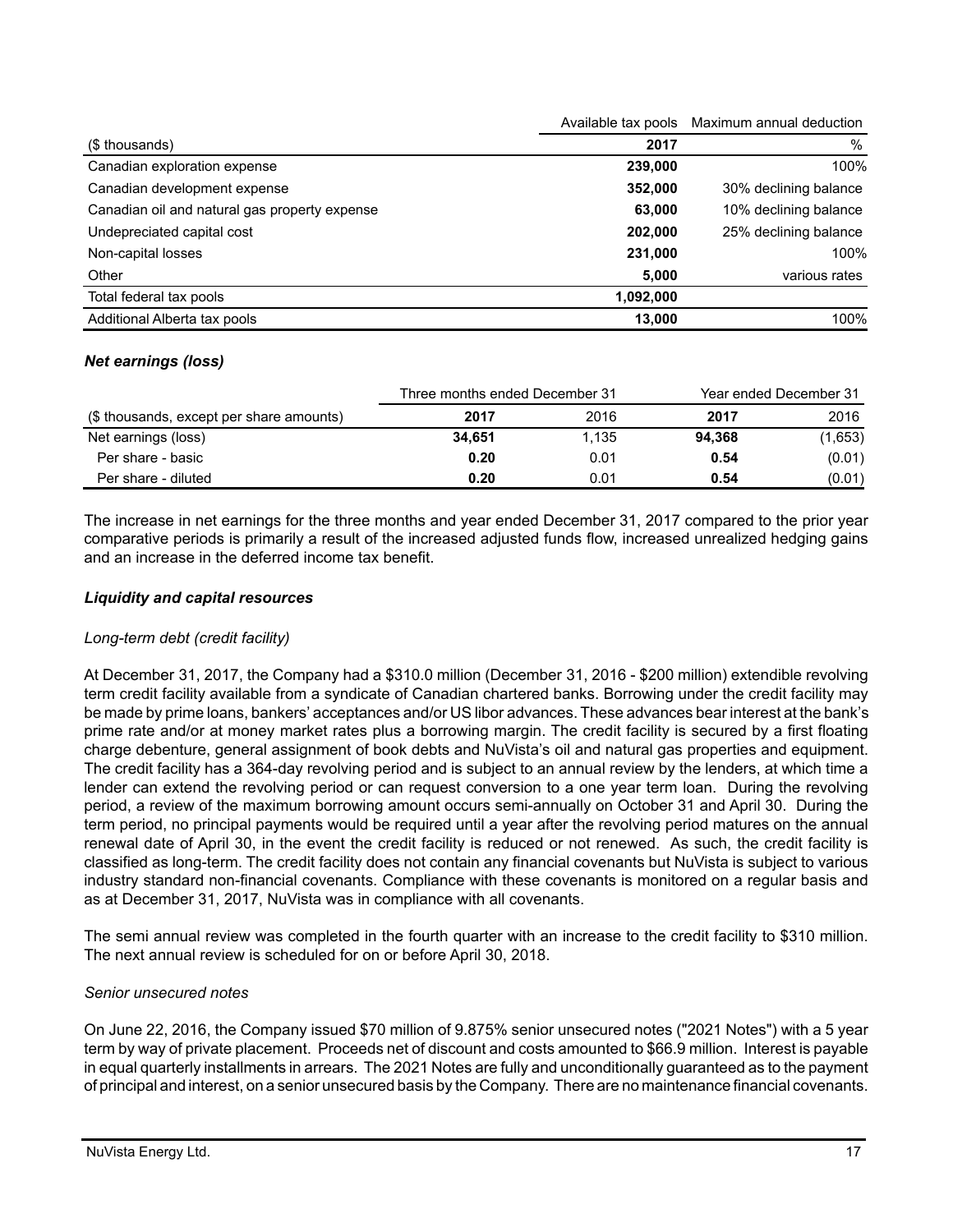| | Available tax pools | Maximum annual deduction |
|---|---|---|
| ($ thousands) | **2017** | % |
| Canadian exploration expense | **239,000** | 100% |
| Canadian development expense | **352,000** | 30% declining balance |
| Canadian oil and natural gas property expense | **63,000** | 10% declining balance |
| Undepreciated capital cost | **202,000** | 25% declining balance |
| Non-capital losses | **231,000** | 100% |
| Other | **5,000** | various rates |
| Total federal tax pools | **1,092,000** | |
| Additional Alberta tax pools | **13,000** | 100% |

### *Net earnings (loss)*

| | Three months ended December 31 | | Year ended December 31 | |
|---|---|---|---|---|
| ($ thousands, except per share amounts) | **2017** | 2016 | **2017** | 2016 |
| Net earnings (loss) | **34,651** | 1,135 | **94,368** | (1,653) |
| Per share - basic | **0.20** | 0.01 | **0.54** | (0.01) |
| Per share - diluted | **0.20** | 0.01 | **0.54** | (0.01) |

The increase in net earnings for the three months and year ended December 31, 2017 compared to the prior year comparative periods is primarily a result of the increased adjusted funds flow, increased unrealized hedging gains and an increase in the deferred income tax benefit.

### *Liquidity and capital resources*

*Long-term debt (credit facility)*

At December 31, 2017, the Company had a $310.0 million (December 31, 2016 - $200 million) extendible revolving term credit facility available from a syndicate of Canadian chartered banks. Borrowing under the credit facility may be made by prime loans, bankers' acceptances and/or US libor advances. These advances bear interest at the bank's prime rate and/or at money market rates plus a borrowing margin. The credit facility is secured by a first floating charge debenture, general assignment of book debts and NuVista's oil and natural gas properties and equipment. The credit facility has a 364-day revolving period and is subject to an annual review by the lenders, at which time a lender can extend the revolving period or can request conversion to a one year term loan. During the revolving period, a review of the maximum borrowing amount occurs semi-annually on October 31 and April 30. During the term period, no principal payments would be required until a year after the revolving period matures on the annual renewal date of April 30, in the event the credit facility is reduced or not renewed. As such, the credit facility is classified as long-term. The credit facility does not contain any financial covenants but NuVista is subject to various industry standard non-financial covenants. Compliance with these covenants is monitored on a regular basis and as at December 31, 2017, NuVista was in compliance with all covenants.

The semi annual review was completed in the fourth quarter with an increase to the credit facility to $310 million. The next annual review is scheduled for on or before April 30, 2018.

*Senior unsecured notes*

On June 22, 2016, the Company issued $70 million of 9.875% senior unsecured notes ("2021 Notes") with a 5 year term by way of private placement. Proceeds net of discount and costs amounted to $66.9 million. Interest is payable in equal quarterly installments in arrears. The 2021 Notes are fully and unconditionally guaranteed as to the payment of principal and interest, on a senior unsecured basis by the Company. There are no maintenance financial covenants.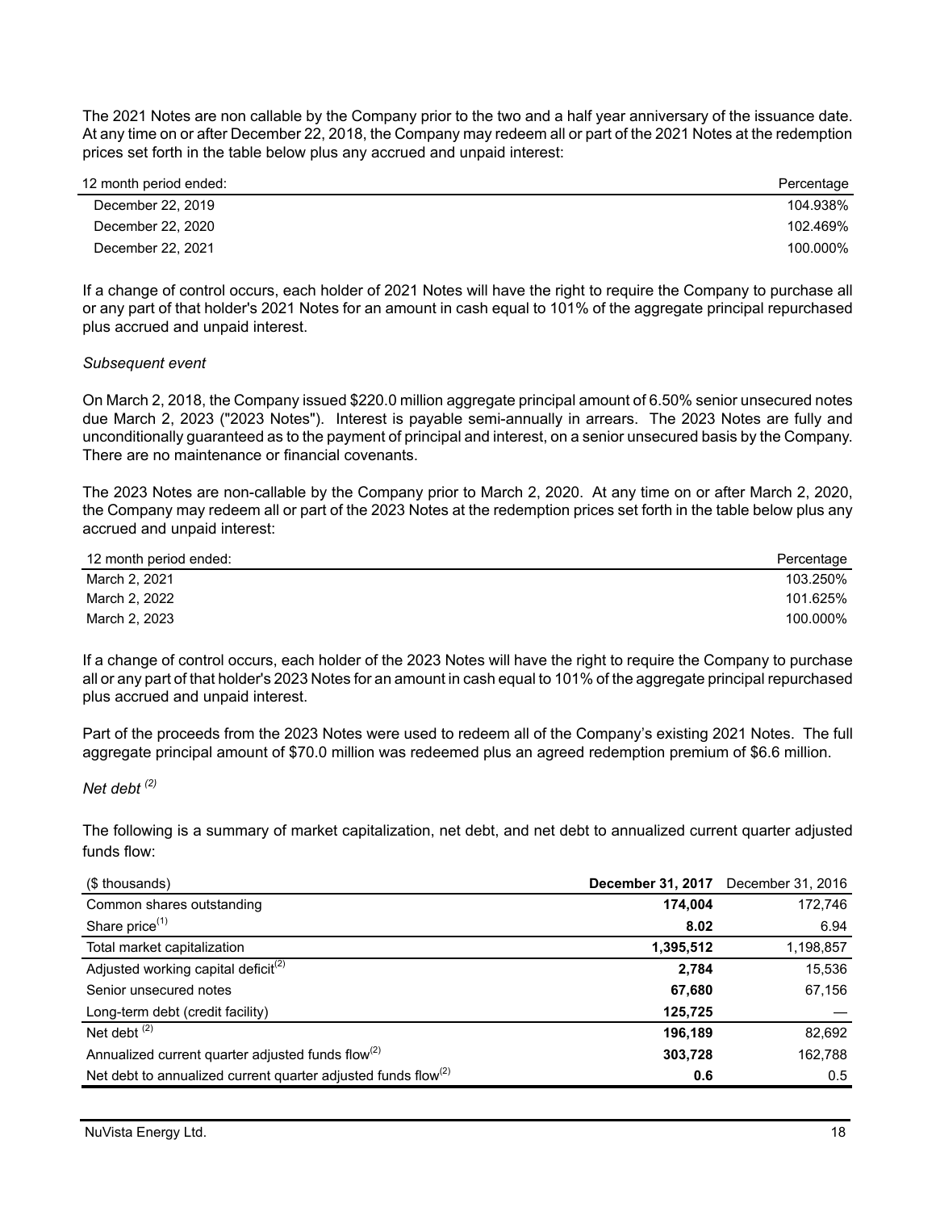The 2021 Notes are non callable by the Company prior to the two and a half year anniversary of the issuance date. At any time on or after December 22, 2018, the Company may redeem all or part of the 2021 Notes at the redemption prices set forth in the table below plus any accrued and unpaid interest:

| 12 month period ended: | Percentage |
|---|---|
| December 22, 2019 | 104.938% |
| December 22, 2020 | 102.469% |
| December 22, 2021 | 100.000% |

If a change of control occurs, each holder of 2021 Notes will have the right to require the Company to purchase all or any part of that holder's 2021 Notes for an amount in cash equal to 101% of the aggregate principal repurchased plus accrued and unpaid interest.

*Subsequent event*

On March 2, 2018, the Company issued $220.0 million aggregate principal amount of 6.50% senior unsecured notes due March 2, 2023 ("2023 Notes"). Interest is payable semi-annually in arrears. The 2023 Notes are fully and unconditionally guaranteed as to the payment of principal and interest, on a senior unsecured basis by the Company. There are no maintenance or financial covenants.

The 2023 Notes are non-callable by the Company prior to March 2, 2020. At any time on or after March 2, 2020, the Company may redeem all or part of the 2023 Notes at the redemption prices set forth in the table below plus any accrued and unpaid interest:

| 12 month period ended: | Percentage |
|---|---|
| March 2, 2021 | 103.250% |
| March 2, 2022 | 101.625% |
| March 2, 2023 | 100.000% |

If a change of control occurs, each holder of the 2023 Notes will have the right to require the Company to purchase all or any part of that holder's 2023 Notes for an amount in cash equal to 101% of the aggregate principal repurchased plus accrued and unpaid interest.

Part of the proceeds from the 2023 Notes were used to redeem all of the Company's existing 2021 Notes. The full aggregate principal amount of $70.0 million was redeemed plus an agreed redemption premium of $6.6 million.

*Net debt [(2)]*

The following is a summary of market capitalization, net debt, and net debt to annualized current quarter adjusted funds flow:

| ($ thousands) | **December 31, 2017** | December 31, 2016 |
|---|---|---|
| Common shares outstanding | **174,004** | 172,746 |
| Share price[(1)] | **8.02** | 6.94 |
| Total market capitalization | **1,395,512** | 1,198,857 |
| Adjusted working capital deficit[(2)] | **2,784** | 15,536 |
| Senior unsecured notes | **67,680** | 67,156 |
| Long-term debt (credit facility) | **125,725** | — |
| Net debt [(2)] | **196,189** | 82,692 |
| Annualized current quarter adjusted funds flow[(2)] | **303,728** | 162,788 |
| Net debt to annualized current quarter adjusted funds flow[(2)] | **0.6** | 0.5 |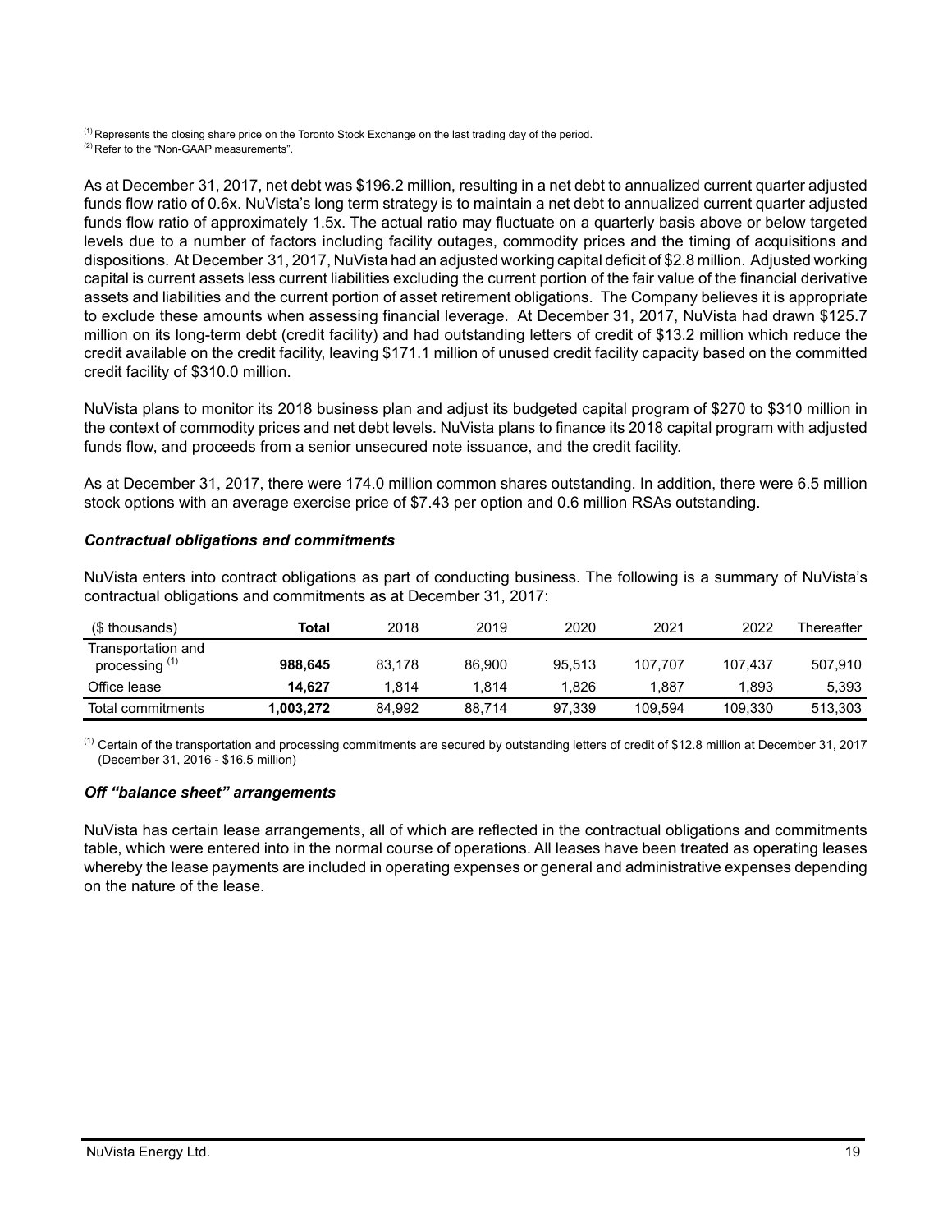[(1)] Represents the closing share price on the Toronto Stock Exchange on the last trading day of the period.
[(2)] Refer to the "Non-GAAP measurements".

As at December 31, 2017, net debt was $196.2 million, resulting in a net debt to annualized current quarter adjusted funds flow ratio of 0.6x. NuVista's long term strategy is to maintain a net debt to annualized current quarter adjusted funds flow ratio of approximately 1.5x. The actual ratio may fluctuate on a quarterly basis above or below targeted levels due to a number of factors including facility outages, commodity prices and the timing of acquisitions and dispositions. At December 31, 2017, NuVista had an adjusted working capital deficit of $2.8 million. Adjusted working capital is current assets less current liabilities excluding the current portion of the fair value of the financial derivative assets and liabilities and the current portion of asset retirement obligations. The Company believes it is appropriate to exclude these amounts when assessing financial leverage. At December 31, 2017, NuVista had drawn $125.7 million on its long-term debt (credit facility) and had outstanding letters of credit of $13.2 million which reduce the credit available on the credit facility, leaving $171.1 million of unused credit facility capacity based on the committed credit facility of $310.0 million.

NuVista plans to monitor its 2018 business plan and adjust its budgeted capital program of $270 to $310 million in the context of commodity prices and net debt levels. NuVista plans to finance its 2018 capital program with adjusted funds flow, and proceeds from a senior unsecured note issuance, and the credit facility.

As at December 31, 2017, there were 174.0 million common shares outstanding. In addition, there were 6.5 million stock options with an average exercise price of $7.43 per option and 0.6 million RSAs outstanding.

### *Contractual obligations and commitments*

NuVista enters into contract obligations as part of conducting business. The following is a summary of NuVista's contractual obligations and commitments as at December 31, 2017:

| ($ thousands) | **Total** | 2018 | 2019 | 2020 | 2021 | 2022 | Thereafter |
|---|---|---|---|---|---|---|---|
| Transportation and processing [(1)] | **988,645** | 83,178 | 86,900 | 95,513 | 107,707 | 107,437 | 507,910 |
| Office lease | **14,627** | 1,814 | 1,814 | 1,826 | 1,887 | 1,893 | 5,393 |
| Total commitments | **1,003,272** | 84,992 | 88,714 | 97,339 | 109,594 | 109,330 | 513,303 |

[(1)] Certain of the transportation and processing commitments are secured by outstanding letters of credit of $12.8 million at December 31, 2017 (December 31, 2016 - $16.5 million)

### *Off "balance sheet" arrangements*

NuVista has certain lease arrangements, all of which are reflected in the contractual obligations and commitments table, which were entered into in the normal course of operations. All leases have been treated as operating leases whereby the lease payments are included in operating expenses or general and administrative expenses depending on the nature of the lease.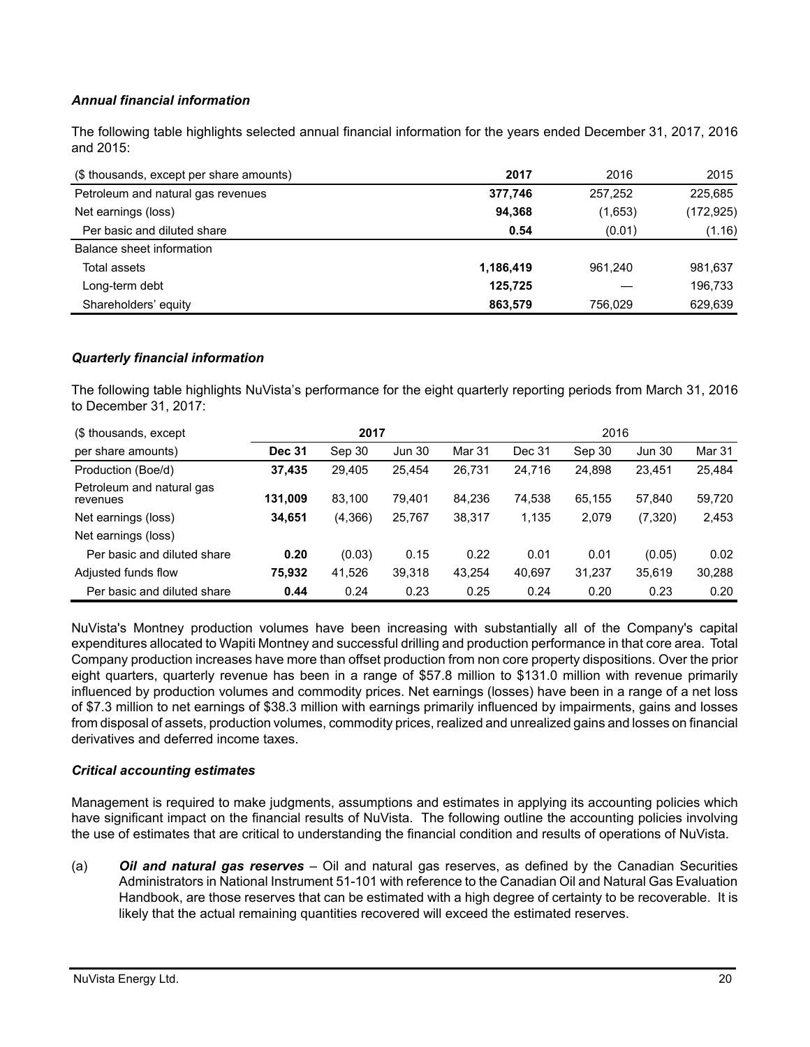***Annual financial information***

The following table highlights selected annual financial information for the years ended December 31, 2017, 2016 and 2015:

| ($ thousands, except per share amounts) | **2017** | 2016 | 2015 |
|---|---|---|---|
| Petroleum and natural gas revenues | **377,746** | 257,252 | 225,685 |
| Net earnings (loss) | **94,368** | (1,653) | (172,925) |
| Per basic and diluted share | **0.54** | (0.01) | (1.16) |
| Balance sheet information | | | |
| Total assets | **1,186,419** | 961,240 | 981,637 |
| Long-term debt | **125,725** | — | 196,733 |
| Shareholders' equity | **863,579** | 756,029 | 629,639 |

***Quarterly financial information***

The following table highlights NuVista's performance for the eight quarterly reporting periods from March 31, 2016 to December 31, 2017:

| ($ thousands, except | | **2017** | | | | 2016 | | |
|---|---|---|---|---|---|---|---|---|
| per share amounts) | **Dec 31** | Sep 30 | Jun 30 | Mar 31 | Dec 31 | Sep 30 | Jun 30 | Mar 31 |
| Production (Boe/d) | **37,435** | 29,405 | 25,454 | 26,731 | 24,716 | 24,898 | 23,451 | 25,484 |
| Petroleum and natural gas revenues | **131,009** | 83,100 | 79,401 | 84,236 | 74,538 | 65,155 | 57,840 | 59,720 |
| Net earnings (loss) | **34,651** | (4,366) | 25,767 | 38,317 | 1,135 | 2,079 | (7,320) | 2,453 |
| Net earnings (loss) | | | | | | | | |
| Per basic and diluted share | **0.20** | (0.03) | 0.15 | 0.22 | 0.01 | 0.01 | (0.05) | 0.02 |
| Adjusted funds flow | **75,932** | 41,526 | 39,318 | 43,254 | 40,697 | 31,237 | 35,619 | 30,288 |
| Per basic and diluted share | **0.44** | 0.24 | 0.23 | 0.25 | 0.24 | 0.20 | 0.23 | 0.20 |

NuVista's Montney production volumes have been increasing with substantially all of the Company's capital expenditures allocated to Wapiti Montney and successful drilling and production performance in that core area. Total Company production increases have more than offset production from non core property dispositions. Over the prior eight quarters, quarterly revenue has been in a range of $57.8 million to $131.0 million with revenue primarily influenced by production volumes and commodity prices. Net earnings (losses) have been in a range of a net loss of $7.3 million to net earnings of $38.3 million with earnings primarily influenced by impairments, gains and losses from disposal of assets, production volumes, commodity prices, realized and unrealized gains and losses on financial derivatives and deferred income taxes.

***Critical accounting estimates***

Management is required to make judgments, assumptions and estimates in applying its accounting policies which have significant impact on the financial results of NuVista. The following outline the accounting policies involving the use of estimates that are critical to understanding the financial condition and results of operations of NuVista.

(a) ***Oil and natural gas reserves*** – Oil and natural gas reserves, as defined by the Canadian Securities Administrators in National Instrument 51-101 with reference to the Canadian Oil and Natural Gas Evaluation Handbook, are those reserves that can be estimated with a high degree of certainty to be recoverable. It is likely that the actual remaining quantities recovered will exceed the estimated reserves.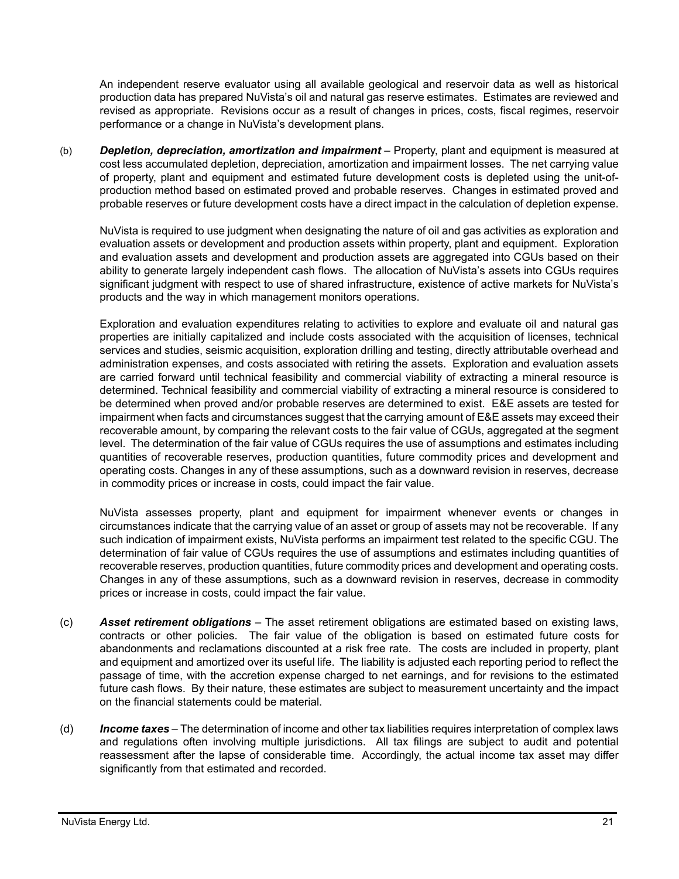An independent reserve evaluator using all available geological and reservoir data as well as historical production data has prepared NuVista's oil and natural gas reserve estimates. Estimates are reviewed and revised as appropriate. Revisions occur as a result of changes in prices, costs, fiscal regimes, reservoir performance or a change in NuVista's development plans.

(b) ***Depletion, depreciation, amortization and impairment*** – Property, plant and equipment is measured at cost less accumulated depletion, depreciation, amortization and impairment losses. The net carrying value of property, plant and equipment and estimated future development costs is depleted using the unit-of-production method based on estimated proved and probable reserves. Changes in estimated proved and probable reserves or future development costs have a direct impact in the calculation of depletion expense.

NuVista is required to use judgment when designating the nature of oil and gas activities as exploration and evaluation assets or development and production assets within property, plant and equipment. Exploration and evaluation assets and development and production assets are aggregated into CGUs based on their ability to generate largely independent cash flows. The allocation of NuVista's assets into CGUs requires significant judgment with respect to use of shared infrastructure, existence of active markets for NuVista's products and the way in which management monitors operations.

Exploration and evaluation expenditures relating to activities to explore and evaluate oil and natural gas properties are initially capitalized and include costs associated with the acquisition of licenses, technical services and studies, seismic acquisition, exploration drilling and testing, directly attributable overhead and administration expenses, and costs associated with retiring the assets. Exploration and evaluation assets are carried forward until technical feasibility and commercial viability of extracting a mineral resource is determined. Technical feasibility and commercial viability of extracting a mineral resource is considered to be determined when proved and/or probable reserves are determined to exist. E&E assets are tested for impairment when facts and circumstances suggest that the carrying amount of E&E assets may exceed their recoverable amount, by comparing the relevant costs to the fair value of CGUs, aggregated at the segment level. The determination of the fair value of CGUs requires the use of assumptions and estimates including quantities of recoverable reserves, production quantities, future commodity prices and development and operating costs. Changes in any of these assumptions, such as a downward revision in reserves, decrease in commodity prices or increase in costs, could impact the fair value.

NuVista assesses property, plant and equipment for impairment whenever events or changes in circumstances indicate that the carrying value of an asset or group of assets may not be recoverable. If any such indication of impairment exists, NuVista performs an impairment test related to the specific CGU. The determination of fair value of CGUs requires the use of assumptions and estimates including quantities of recoverable reserves, production quantities, future commodity prices and development and operating costs. Changes in any of these assumptions, such as a downward revision in reserves, decrease in commodity prices or increase in costs, could impact the fair value.

(c) ***Asset retirement obligations*** – The asset retirement obligations are estimated based on existing laws, contracts or other policies. The fair value of the obligation is based on estimated future costs for abandonments and reclamations discounted at a risk free rate. The costs are included in property, plant and equipment and amortized over its useful life. The liability is adjusted each reporting period to reflect the passage of time, with the accretion expense charged to net earnings, and for revisions to the estimated future cash flows. By their nature, these estimates are subject to measurement uncertainty and the impact on the financial statements could be material.

(d) ***Income taxes*** – The determination of income and other tax liabilities requires interpretation of complex laws and regulations often involving multiple jurisdictions. All tax filings are subject to audit and potential reassessment after the lapse of considerable time. Accordingly, the actual income tax asset may differ significantly from that estimated and recorded.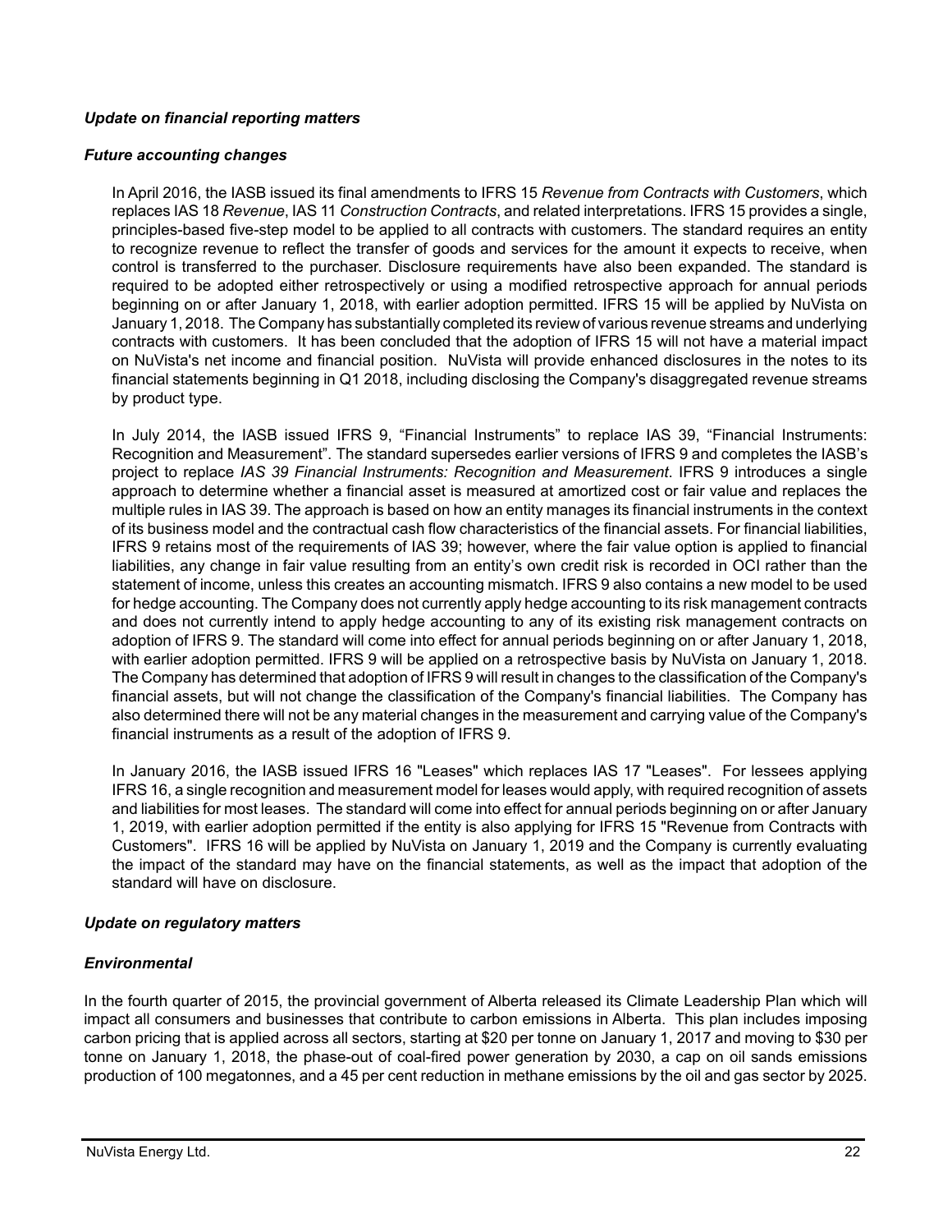### *Update on financial reporting matters*

### *Future accounting changes*

In April 2016, the IASB issued its final amendments to IFRS 15 *Revenue from Contracts with Customers*, which replaces IAS 18 *Revenue*, IAS 11 *Construction Contracts*, and related interpretations. IFRS 15 provides a single, principles-based five-step model to be applied to all contracts with customers. The standard requires an entity to recognize revenue to reflect the transfer of goods and services for the amount it expects to receive, when control is transferred to the purchaser. Disclosure requirements have also been expanded. The standard is required to be adopted either retrospectively or using a modified retrospective approach for annual periods beginning on or after January 1, 2018, with earlier adoption permitted. IFRS 15 will be applied by NuVista on January 1, 2018. The Company has substantially completed its review of various revenue streams and underlying contracts with customers. It has been concluded that the adoption of IFRS 15 will not have a material impact on NuVista's net income and financial position. NuVista will provide enhanced disclosures in the notes to its financial statements beginning in Q1 2018, including disclosing the Company's disaggregated revenue streams by product type.

In July 2014, the IASB issued IFRS 9, "Financial Instruments" to replace IAS 39, "Financial Instruments: Recognition and Measurement". The standard supersedes earlier versions of IFRS 9 and completes the IASB's project to replace *IAS 39 Financial Instruments: Recognition and Measurement*. IFRS 9 introduces a single approach to determine whether a financial asset is measured at amortized cost or fair value and replaces the multiple rules in IAS 39. The approach is based on how an entity manages its financial instruments in the context of its business model and the contractual cash flow characteristics of the financial assets. For financial liabilities, IFRS 9 retains most of the requirements of IAS 39; however, where the fair value option is applied to financial liabilities, any change in fair value resulting from an entity's own credit risk is recorded in OCI rather than the statement of income, unless this creates an accounting mismatch. IFRS 9 also contains a new model to be used for hedge accounting. The Company does not currently apply hedge accounting to its risk management contracts and does not currently intend to apply hedge accounting to any of its existing risk management contracts on adoption of IFRS 9. The standard will come into effect for annual periods beginning on or after January 1, 2018, with earlier adoption permitted. IFRS 9 will be applied on a retrospective basis by NuVista on January 1, 2018. The Company has determined that adoption of IFRS 9 will result in changes to the classification of the Company's financial assets, but will not change the classification of the Company's financial liabilities. The Company has also determined there will not be any material changes in the measurement and carrying value of the Company's financial instruments as a result of the adoption of IFRS 9.

In January 2016, the IASB issued IFRS 16 "Leases" which replaces IAS 17 "Leases". For lessees applying IFRS 16, a single recognition and measurement model for leases would apply, with required recognition of assets and liabilities for most leases. The standard will come into effect for annual periods beginning on or after January 1, 2019, with earlier adoption permitted if the entity is also applying for IFRS 15 "Revenue from Contracts with Customers". IFRS 16 will be applied by NuVista on January 1, 2019 and the Company is currently evaluating the impact of the standard may have on the financial statements, as well as the impact that adoption of the standard will have on disclosure.

### *Update on regulatory matters*

### *Environmental*

In the fourth quarter of 2015, the provincial government of Alberta released its Climate Leadership Plan which will impact all consumers and businesses that contribute to carbon emissions in Alberta. This plan includes imposing carbon pricing that is applied across all sectors, starting at $20 per tonne on January 1, 2017 and moving to $30 per tonne on January 1, 2018, the phase-out of coal-fired power generation by 2030, a cap on oil sands emissions production of 100 megatonnes, and a 45 per cent reduction in methane emissions by the oil and gas sector by 2025.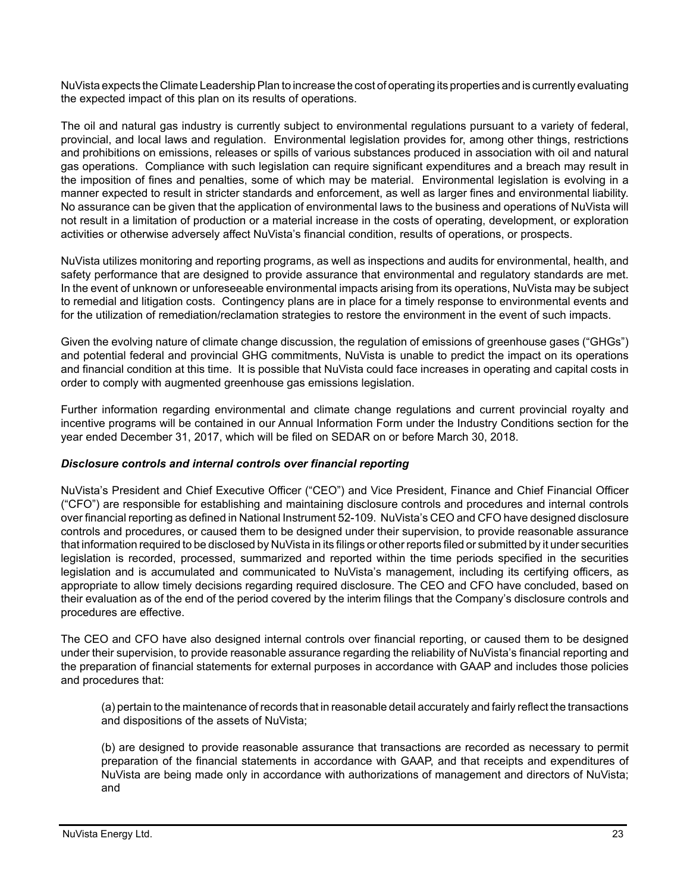NuVista expects the Climate Leadership Plan to increase the cost of operating its properties and is currently evaluating the expected impact of this plan on its results of operations.

The oil and natural gas industry is currently subject to environmental regulations pursuant to a variety of federal, provincial, and local laws and regulation. Environmental legislation provides for, among other things, restrictions and prohibitions on emissions, releases or spills of various substances produced in association with oil and natural gas operations. Compliance with such legislation can require significant expenditures and a breach may result in the imposition of fines and penalties, some of which may be material. Environmental legislation is evolving in a manner expected to result in stricter standards and enforcement, as well as larger fines and environmental liability. No assurance can be given that the application of environmental laws to the business and operations of NuVista will not result in a limitation of production or a material increase in the costs of operating, development, or exploration activities or otherwise adversely affect NuVista's financial condition, results of operations, or prospects.

NuVista utilizes monitoring and reporting programs, as well as inspections and audits for environmental, health, and safety performance that are designed to provide assurance that environmental and regulatory standards are met. In the event of unknown or unforeseeable environmental impacts arising from its operations, NuVista may be subject to remedial and litigation costs. Contingency plans are in place for a timely response to environmental events and for the utilization of remediation/reclamation strategies to restore the environment in the event of such impacts.

Given the evolving nature of climate change discussion, the regulation of emissions of greenhouse gases ("GHGs") and potential federal and provincial GHG commitments, NuVista is unable to predict the impact on its operations and financial condition at this time. It is possible that NuVista could face increases in operating and capital costs in order to comply with augmented greenhouse gas emissions legislation.

Further information regarding environmental and climate change regulations and current provincial royalty and incentive programs will be contained in our Annual Information Form under the Industry Conditions section for the year ended December 31, 2017, which will be filed on SEDAR on or before March 30, 2018.

### *Disclosure controls and internal controls over financial reporting*

NuVista's President and Chief Executive Officer ("CEO") and Vice President, Finance and Chief Financial Officer ("CFO") are responsible for establishing and maintaining disclosure controls and procedures and internal controls over financial reporting as defined in National Instrument 52-109. NuVista's CEO and CFO have designed disclosure controls and procedures, or caused them to be designed under their supervision, to provide reasonable assurance that information required to be disclosed by NuVista in its filings or other reports filed or submitted by it under securities legislation is recorded, processed, summarized and reported within the time periods specified in the securities legislation and is accumulated and communicated to NuVista's management, including its certifying officers, as appropriate to allow timely decisions regarding required disclosure. The CEO and CFO have concluded, based on their evaluation as of the end of the period covered by the interim filings that the Company's disclosure controls and procedures are effective.

The CEO and CFO have also designed internal controls over financial reporting, or caused them to be designed under their supervision, to provide reasonable assurance regarding the reliability of NuVista's financial reporting and the preparation of financial statements for external purposes in accordance with GAAP and includes those policies and procedures that:

(a) pertain to the maintenance of records that in reasonable detail accurately and fairly reflect the transactions and dispositions of the assets of NuVista;

(b) are designed to provide reasonable assurance that transactions are recorded as necessary to permit preparation of the financial statements in accordance with GAAP, and that receipts and expenditures of NuVista are being made only in accordance with authorizations of management and directors of NuVista; and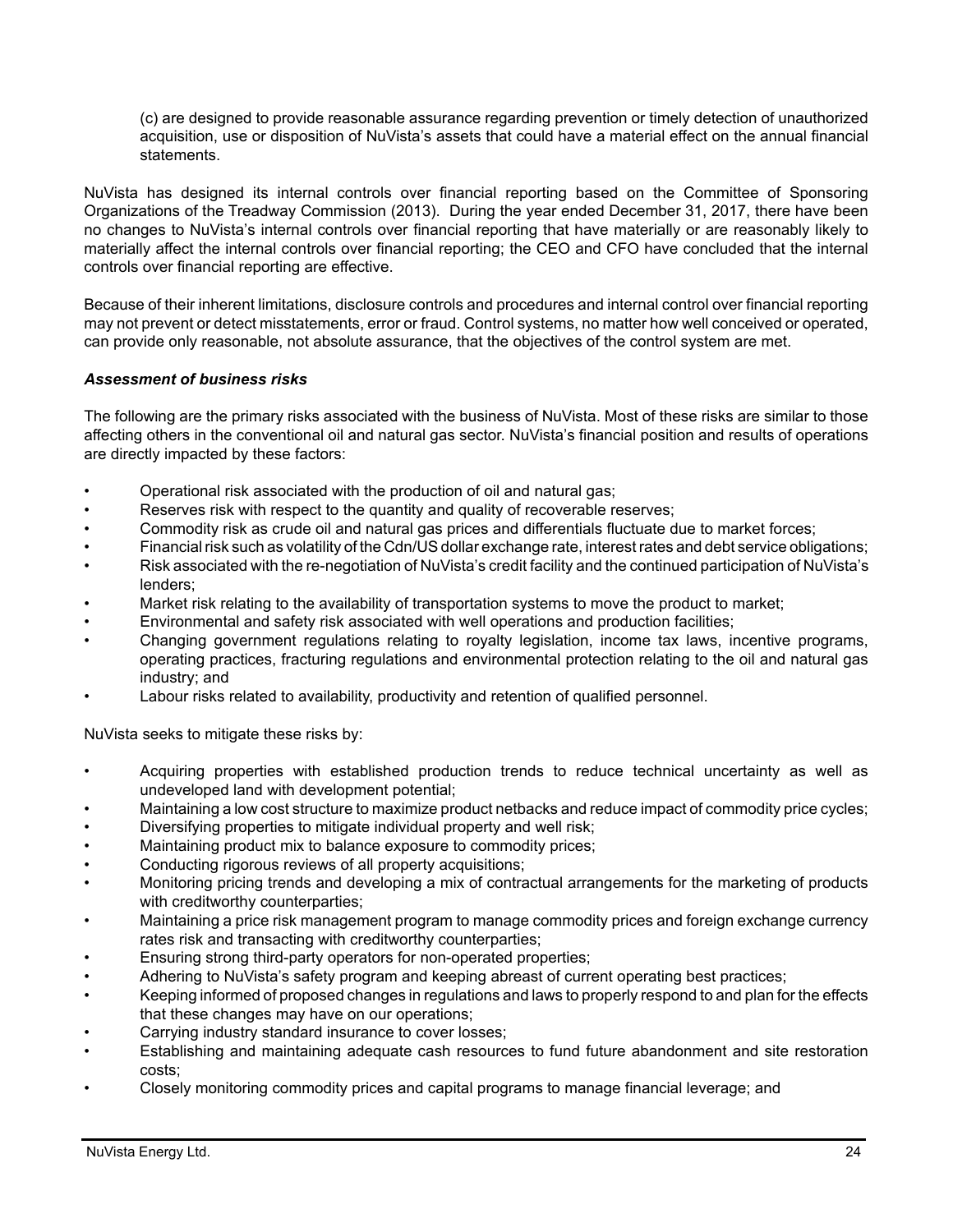(c) are designed to provide reasonable assurance regarding prevention or timely detection of unauthorized acquisition, use or disposition of NuVista's assets that could have a material effect on the annual financial statements.

NuVista has designed its internal controls over financial reporting based on the Committee of Sponsoring Organizations of the Treadway Commission (2013). During the year ended December 31, 2017, there have been no changes to NuVista's internal controls over financial reporting that have materially or are reasonably likely to materially affect the internal controls over financial reporting; the CEO and CFO have concluded that the internal controls over financial reporting are effective.

Because of their inherent limitations, disclosure controls and procedures and internal control over financial reporting may not prevent or detect misstatements, error or fraud. Control systems, no matter how well conceived or operated, can provide only reasonable, not absolute assurance, that the objectives of the control system are met.

***Assessment of business risks***

The following are the primary risks associated with the business of NuVista. Most of these risks are similar to those affecting others in the conventional oil and natural gas sector. NuVista's financial position and results of operations are directly impacted by these factors:

- Operational risk associated with the production of oil and natural gas;
- Reserves risk with respect to the quantity and quality of recoverable reserves;
- Commodity risk as crude oil and natural gas prices and differentials fluctuate due to market forces;
- Financial risk such as volatility of the Cdn/US dollar exchange rate, interest rates and debt service obligations;
- Risk associated with the re-negotiation of NuVista's credit facility and the continued participation of NuVista's lenders;
- Market risk relating to the availability of transportation systems to move the product to market;
- Environmental and safety risk associated with well operations and production facilities;
- Changing government regulations relating to royalty legislation, income tax laws, incentive programs, operating practices, fracturing regulations and environmental protection relating to the oil and natural gas industry; and
- Labour risks related to availability, productivity and retention of qualified personnel.

NuVista seeks to mitigate these risks by:

- Acquiring properties with established production trends to reduce technical uncertainty as well as undeveloped land with development potential;
- Maintaining a low cost structure to maximize product netbacks and reduce impact of commodity price cycles;
- Diversifying properties to mitigate individual property and well risk;
- Maintaining product mix to balance exposure to commodity prices;
- Conducting rigorous reviews of all property acquisitions;
- Monitoring pricing trends and developing a mix of contractual arrangements for the marketing of products with creditworthy counterparties;
- Maintaining a price risk management program to manage commodity prices and foreign exchange currency rates risk and transacting with creditworthy counterparties;
- Ensuring strong third-party operators for non-operated properties;
- Adhering to NuVista's safety program and keeping abreast of current operating best practices;
- Keeping informed of proposed changes in regulations and laws to properly respond to and plan for the effects that these changes may have on our operations;
- Carrying industry standard insurance to cover losses;
- Establishing and maintaining adequate cash resources to fund future abandonment and site restoration costs;
- Closely monitoring commodity prices and capital programs to manage financial leverage; and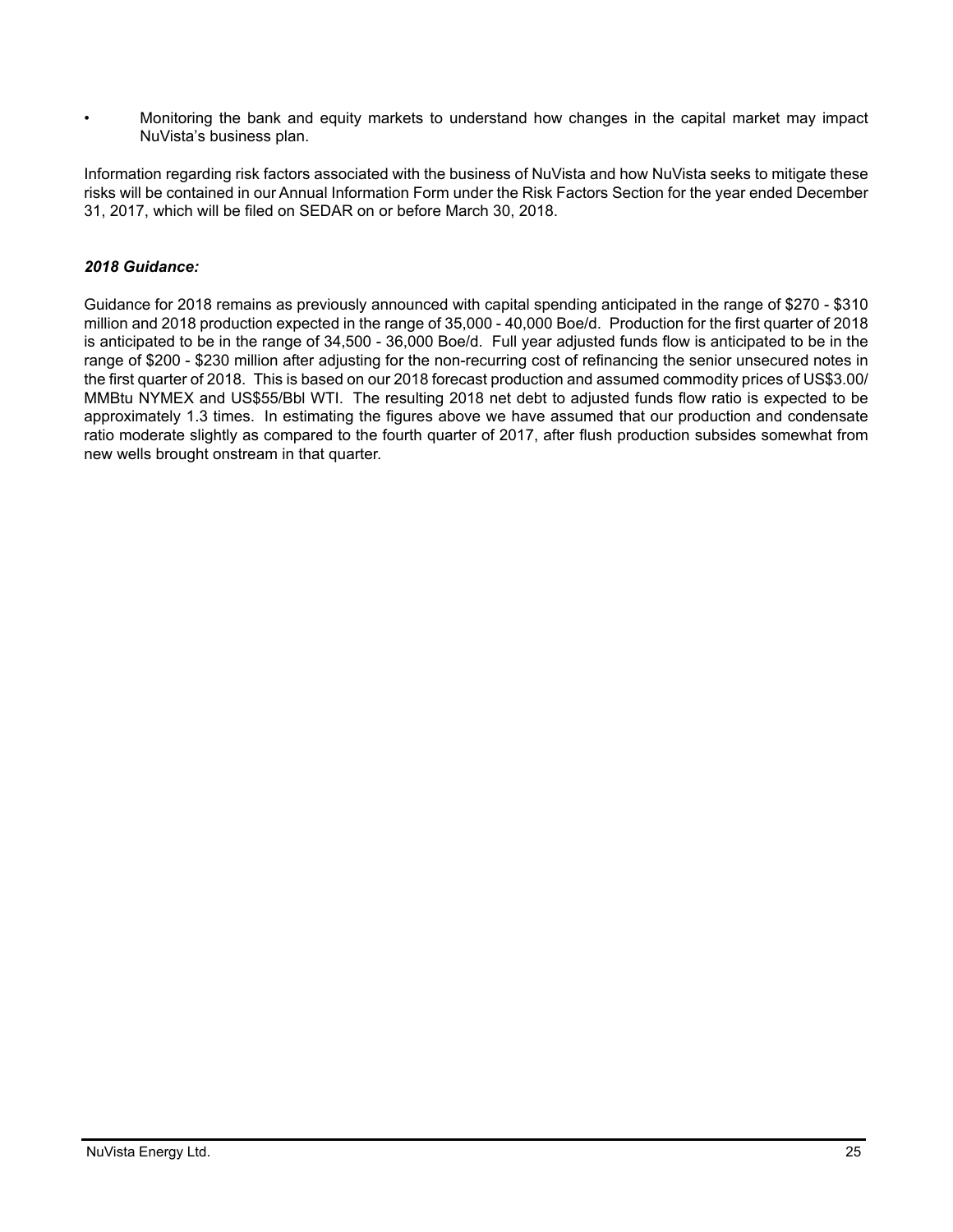- Monitoring the bank and equity markets to understand how changes in the capital market may impact NuVista's business plan.

Information regarding risk factors associated with the business of NuVista and how NuVista seeks to mitigate these risks will be contained in our Annual Information Form under the Risk Factors Section for the year ended December 31, 2017, which will be filed on SEDAR on or before March 30, 2018.

***2018 Guidance:***

Guidance for 2018 remains as previously announced with capital spending anticipated in the range of $270 - $310 million and 2018 production expected in the range of 35,000 - 40,000 Boe/d. Production for the first quarter of 2018 is anticipated to be in the range of 34,500 - 36,000 Boe/d. Full year adjusted funds flow is anticipated to be in the range of $200 - $230 million after adjusting for the non-recurring cost of refinancing the senior unsecured notes in the first quarter of 2018. This is based on our 2018 forecast production and assumed commodity prices of US$3.00/MMBtu NYMEX and US$55/Bbl WTI. The resulting 2018 net debt to adjusted funds flow ratio is expected to be approximately 1.3 times. In estimating the figures above we have assumed that our production and condensate ratio moderate slightly as compared to the fourth quarter of 2017, after flush production subsides somewhat from new wells brought onstream in that quarter.